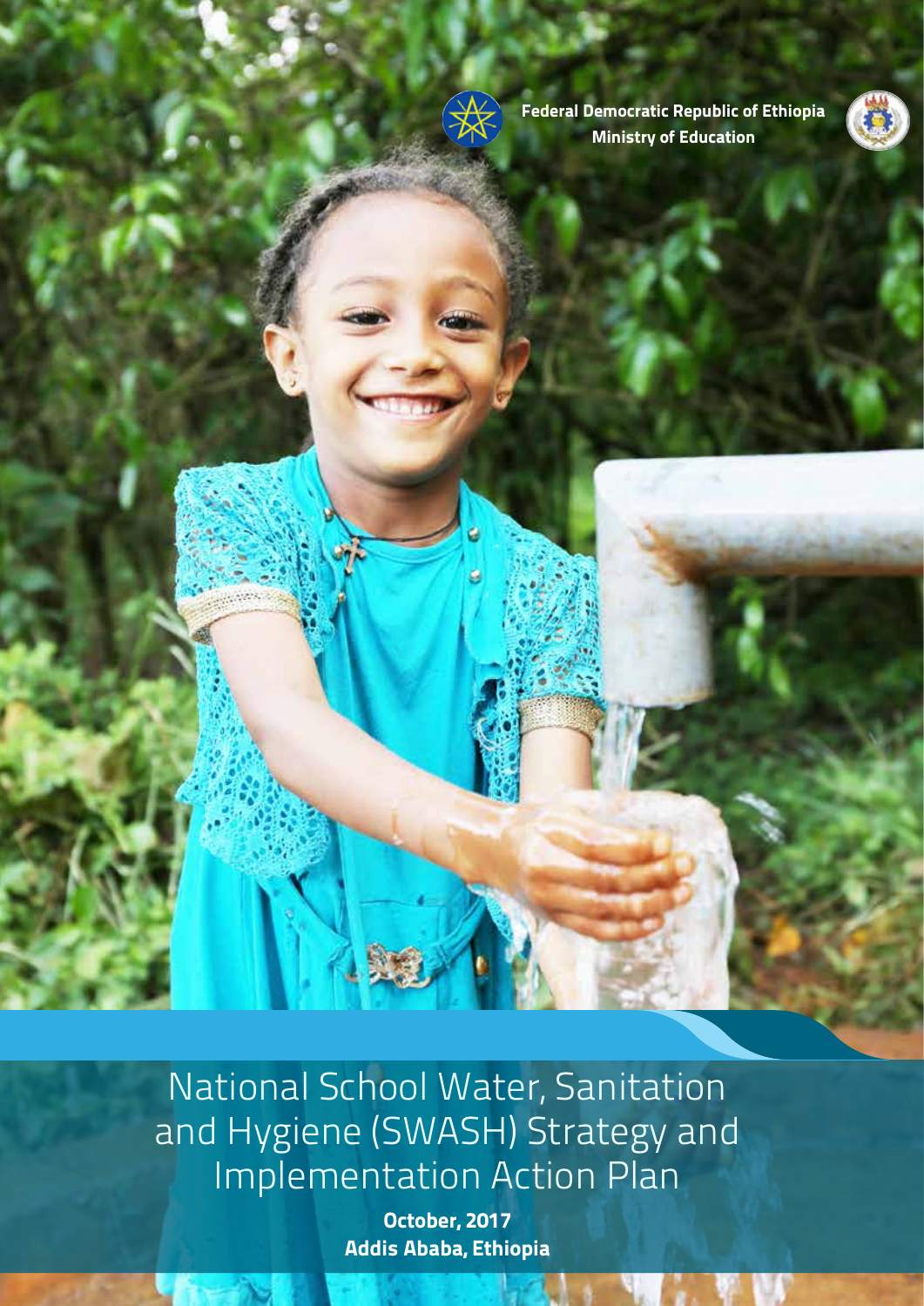Federal Democratic Republic of Ethiopia
Ministry of Education

# National School Water, Sanitation and Hygiene (SWASH) Strategy and Implementation Action Plan

**October, 2017**
**Addis Ababa, Ethiopia**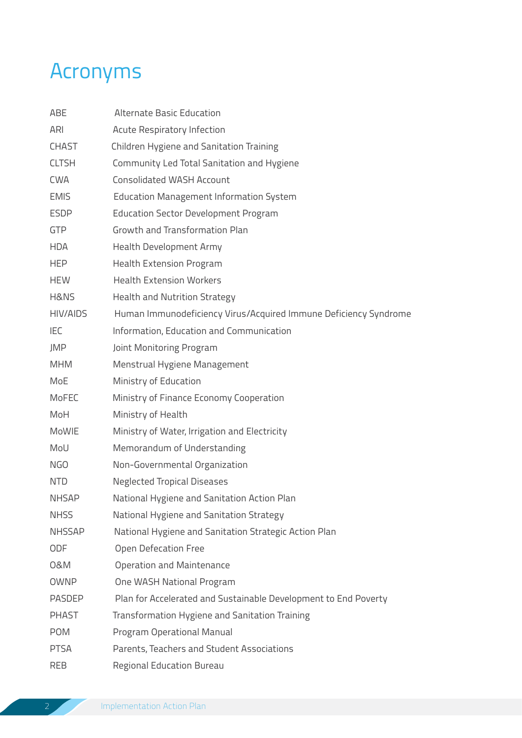# Acronyms

| | |
|---|---|
| ABE | Alternate Basic Education |
| ARI | Acute Respiratory Infection |
| CHAST | Children Hygiene and Sanitation Training |
| CLTSH | Community Led Total Sanitation and Hygiene |
| CWA | Consolidated WASH Account |
| EMIS | Education Management Information System |
| ESDP | Education Sector Development Program |
| GTP | Growth and Transformation Plan |
| HDA | Health Development Army |
| HEP | Health Extension Program |
| HEW | Health Extension Workers |
| H&NS | Health and Nutrition Strategy |
| HIV/AIDS | Human Immunodeficiency Virus/Acquired Immune Deficiency Syndrome |
| IEC | Information, Education and Communication |
| JMP | Joint Monitoring Program |
| MHM | Menstrual Hygiene Management |
| MoE | Ministry of Education |
| MoFEC | Ministry of Finance Economy Cooperation |
| MoH | Ministry of Health |
| MoWIE | Ministry of Water, Irrigation and Electricity |
| MoU | Memorandum of Understanding |
| NGO | Non-Governmental Organization |
| NTD | Neglected Tropical Diseases |
| NHSAP | National Hygiene and Sanitation Action Plan |
| NHSS | National Hygiene and Sanitation Strategy |
| NHSSAP | National Hygiene and Sanitation Strategic Action Plan |
| ODF | Open Defecation Free |
| O&M | Operation and Maintenance |
| OWNP | One WASH National Program |
| PASDEP | Plan for Accelerated and Sustainable Development to End Poverty |
| PHAST | Transformation Hygiene and Sanitation Training |
| POM | Program Operational Manual |
| PTSA | Parents, Teachers and Student Associations |
| REB | Regional Education Bureau |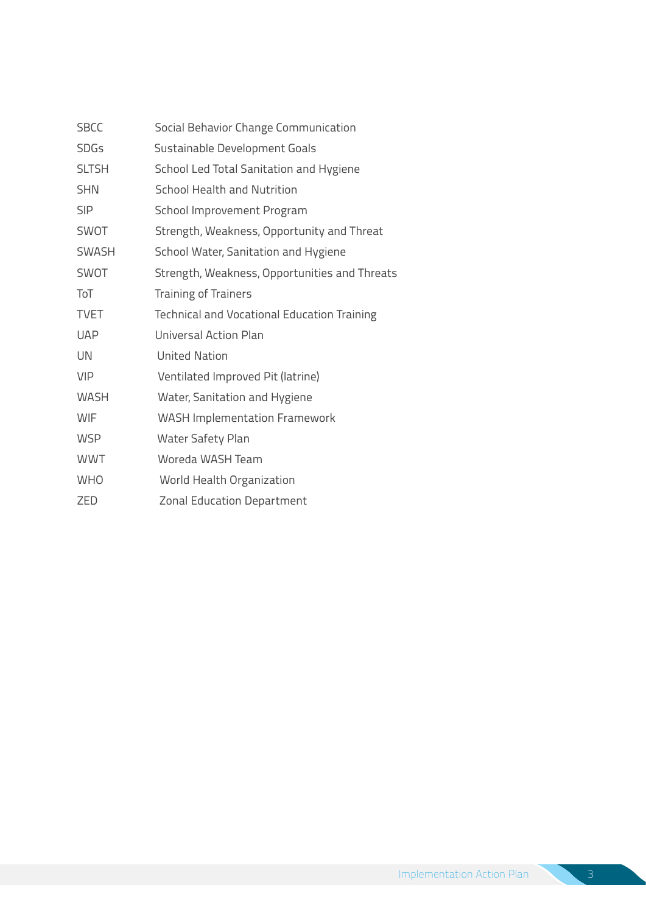| | |
|---|---|
| SBCC | Social Behavior Change Communication |
| SDGs | Sustainable Development Goals |
| SLTSH | School Led Total Sanitation and Hygiene |
| SHN | School Health and Nutrition |
| SIP | School Improvement Program |
| SWOT | Strength, Weakness, Opportunity and Threat |
| SWASH | School Water, Sanitation and Hygiene |
| SWOT | Strength, Weakness, Opportunities and Threats |
| ToT | Training of Trainers |
| TVET | Technical and Vocational Education Training |
| UAP | Universal Action Plan |
| UN | United Nation |
| VIP | Ventilated Improved Pit (latrine) |
| WASH | Water, Sanitation and Hygiene |
| WIF | WASH Implementation Framework |
| WSP | Water Safety Plan |
| WWT | Woreda WASH Team |
| WHO | World Health Organization |
| ZED | Zonal Education Department |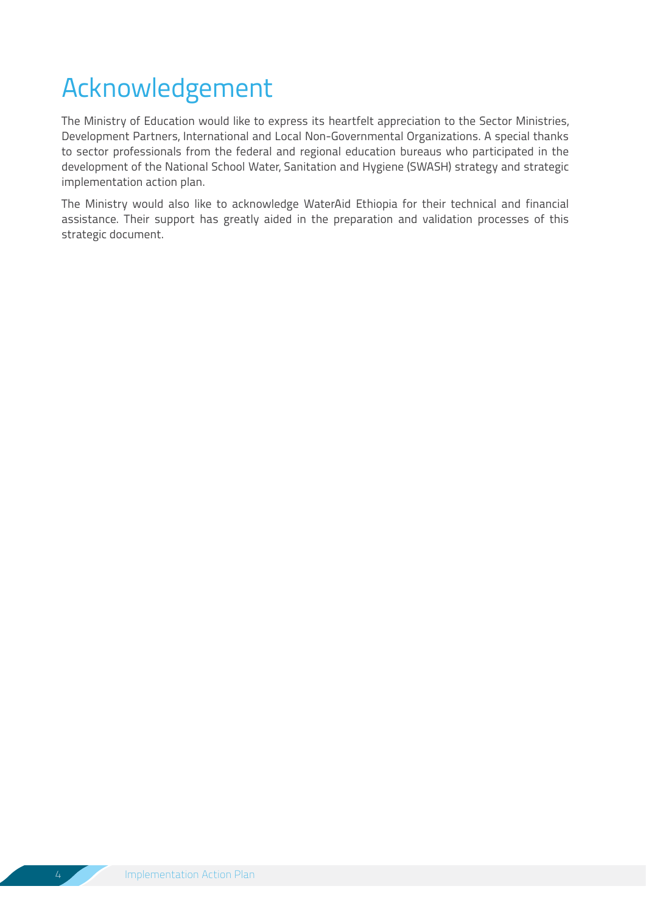# Acknowledgement

The Ministry of Education would like to express its heartfelt appreciation to the Sector Ministries, Development Partners, International and Local Non-Governmental Organizations. A special thanks to sector professionals from the federal and regional education bureaus who participated in the development of the National School Water, Sanitation and Hygiene (SWASH) strategy and strategic implementation action plan.

The Ministry would also like to acknowledge WaterAid Ethiopia for their technical and financial assistance. Their support has greatly aided in the preparation and validation processes of this strategic document.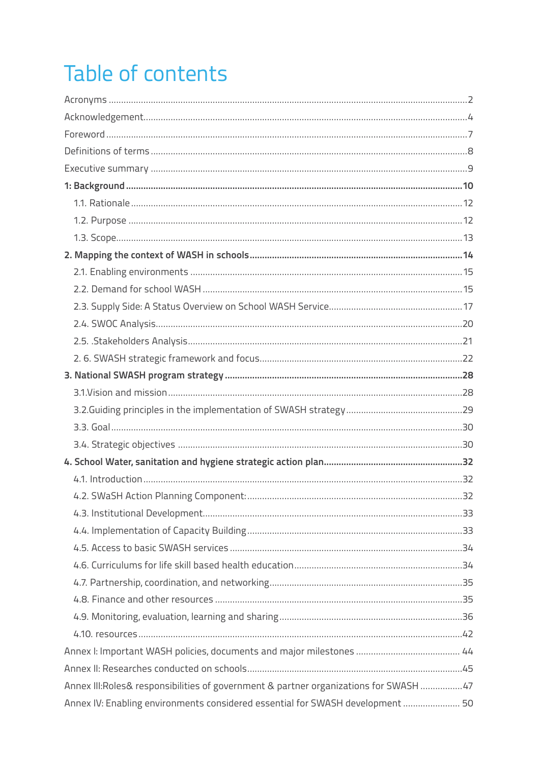# Table of contents

Acronyms ..... 2

Acknowledgement ..... 4

Foreword ..... 7

Definitions of terms ..... 8

Executive summary ..... 9

**1: Background ..... 10**

- 1.1. Rationale ..... 12
- 1.2. Purpose ..... 12
- 1.3. Scope ..... 13

**2. Mapping the context of WASH in schools ..... 14**

- 2.1. Enabling environments ..... 15
- 2.2. Demand for school WASH ..... 15
- 2.3. Supply Side: A Status Overview on School WASH Service ..... 17
- 2.4. SWOC Analysis ..... 20
- 2.5. .Stakeholders Analysis ..... 21
- 2. 6. SWASH strategic framework and focus ..... 22

**3. National SWASH program strategy ..... 28**

- 3.1.Vision and mission ..... 28
- 3.2.Guiding principles in the implementation of SWASH strategy ..... 29
- 3.3. Goal ..... 30
- 3.4. Strategic objectives ..... 30

**4. School Water, sanitation and hygiene strategic action plan ..... 32**

- 4.1. Introduction ..... 32
- 4.2. SWaSH Action Planning Component: ..... 32
- 4.3. Institutional Development ..... 33
- 4.4. Implementation of Capacity Building ..... 33
- 4.5. Access to basic SWASH services ..... 34
- 4.6. Curriculums for life skill based health education ..... 34
- 4.7. Partnership, coordination, and networking ..... 35
- 4.8. Finance and other resources ..... 35
- 4.9. Monitoring, evaluation, learning and sharing ..... 36
- 4.10. resources ..... 42

Annex I: Important WASH policies, documents and major milestones ..... 44

Annex II: Researches conducted on schools ..... 45

Annex III:Roles& responsibilities of government & partner organizations for SWASH ..... 47

Annex IV: Enabling environments considered essential for SWASH development ..... 50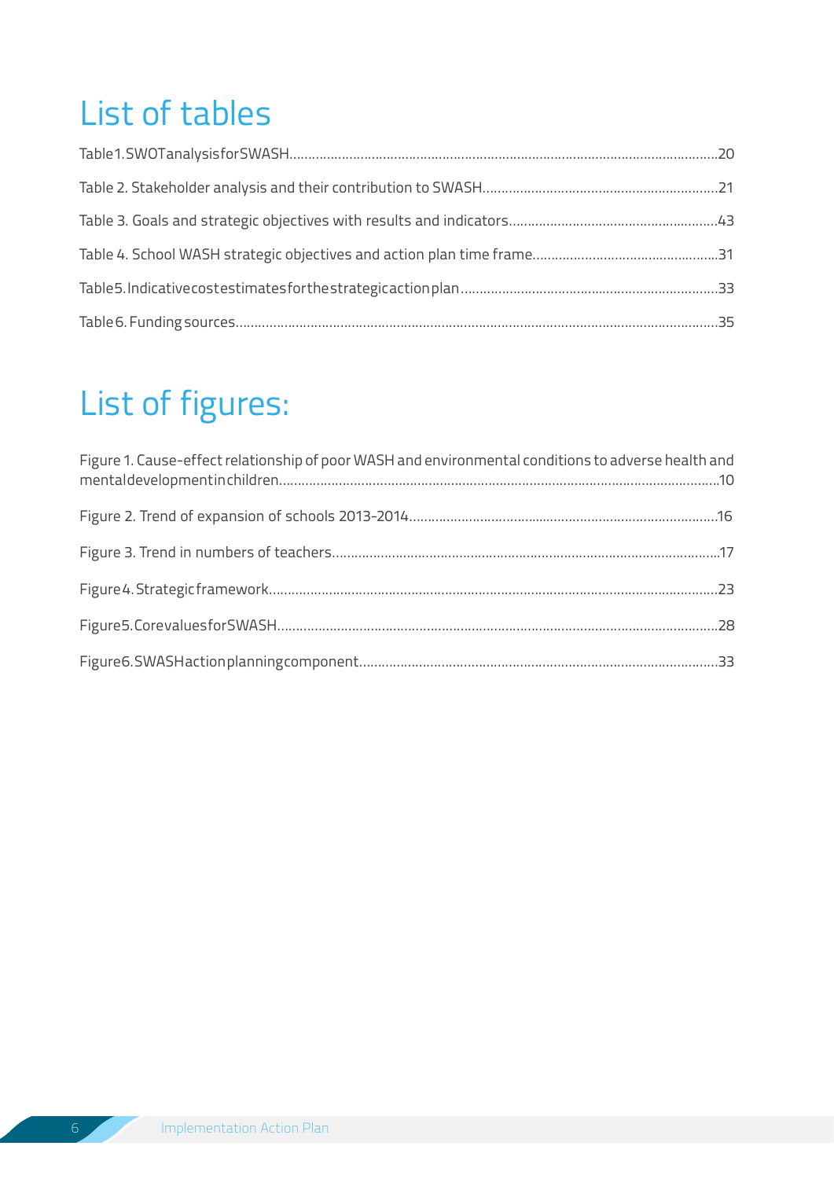# List of tables

Table 1. SWOT analysis for SWASH........20

Table 2. Stakeholder analysis and their contribution to SWASH........21

Table 3. Goals and strategic objectives with results and indicators........43

Table 4. School WASH strategic objectives and action plan time frame........31

Table 5. Indicative cost estimates for the strategic action plan........33

Table 6. Funding sources........35

# List of figures:

Figure 1. Cause-effect relationship of poor WASH and environmental conditions to adverse health and mental development in children........10

Figure 2. Trend of expansion of schools 2013-2014........16

Figure 3. Trend in numbers of teachers........17

Figure 4. Strategic framework........23

Figure 5. Core values for SWASH........28

Figure 6. SWASH action planning component........33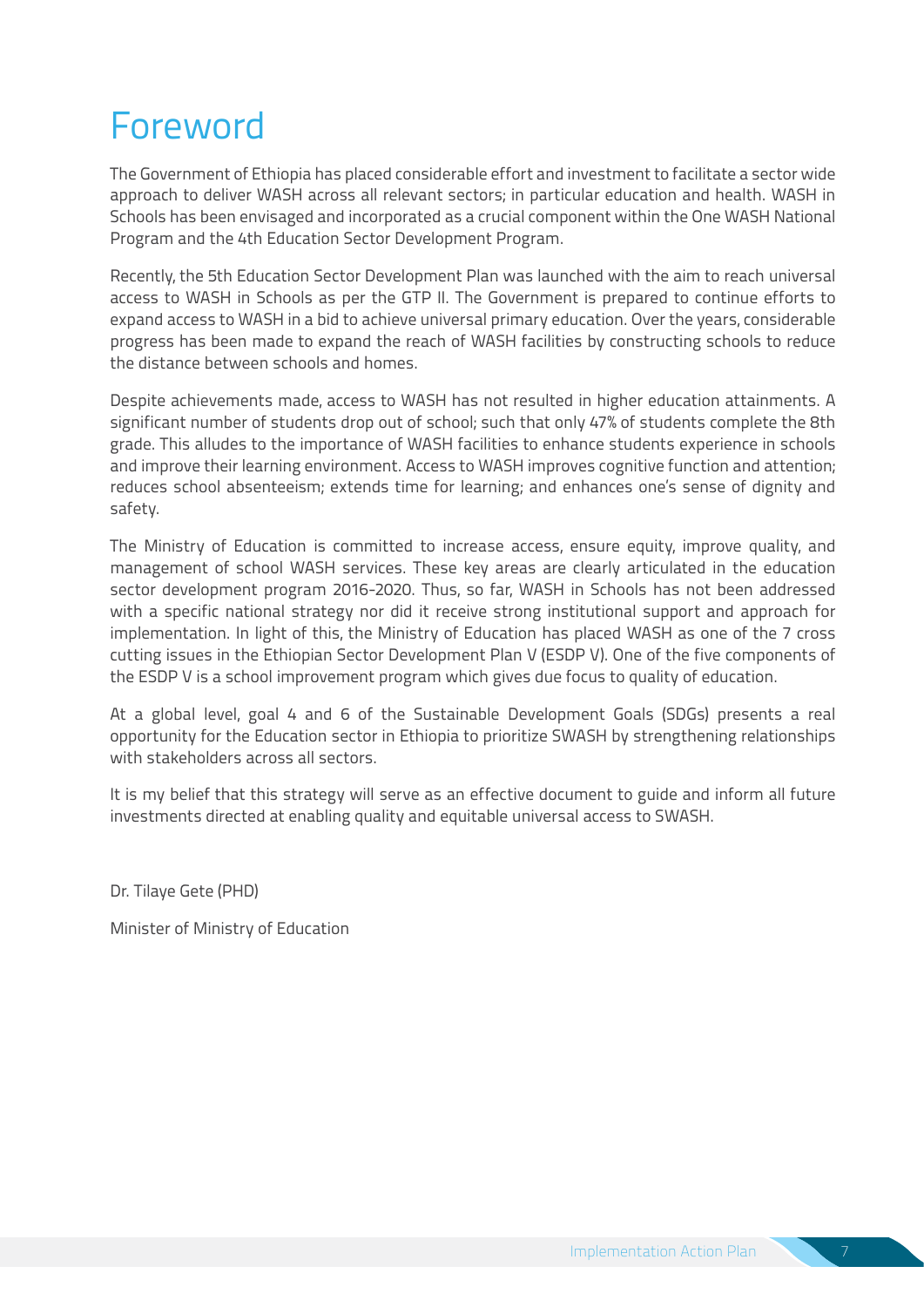# Foreword

The Government of Ethiopia has placed considerable effort and investment to facilitate a sector wide approach to deliver WASH across all relevant sectors; in particular education and health. WASH in Schools has been envisaged and incorporated as a crucial component within the One WASH National Program and the 4th Education Sector Development Program.

Recently, the 5th Education Sector Development Plan was launched with the aim to reach universal access to WASH in Schools as per the GTP II. The Government is prepared to continue efforts to expand access to WASH in a bid to achieve universal primary education. Over the years, considerable progress has been made to expand the reach of WASH facilities by constructing schools to reduce the distance between schools and homes.

Despite achievements made, access to WASH has not resulted in higher education attainments. A significant number of students drop out of school; such that only 47% of students complete the 8th grade. This alludes to the importance of WASH facilities to enhance students experience in schools and improve their learning environment. Access to WASH improves cognitive function and attention; reduces school absenteeism; extends time for learning; and enhances one's sense of dignity and safety.

The Ministry of Education is committed to increase access, ensure equity, improve quality, and management of school WASH services. These key areas are clearly articulated in the education sector development program 2016-2020. Thus, so far, WASH in Schools has not been addressed with a specific national strategy nor did it receive strong institutional support and approach for implementation. In light of this, the Ministry of Education has placed WASH as one of the 7 cross cutting issues in the Ethiopian Sector Development Plan V (ESDP V). One of the five components of the ESDP V is a school improvement program which gives due focus to quality of education.

At a global level, goal 4 and 6 of the Sustainable Development Goals (SDGs) presents a real opportunity for the Education sector in Ethiopia to prioritize SWASH by strengthening relationships with stakeholders across all sectors.

It is my belief that this strategy will serve as an effective document to guide and inform all future investments directed at enabling quality and equitable universal access to SWASH.

Dr. Tilaye Gete (PHD)

Minister of Ministry of Education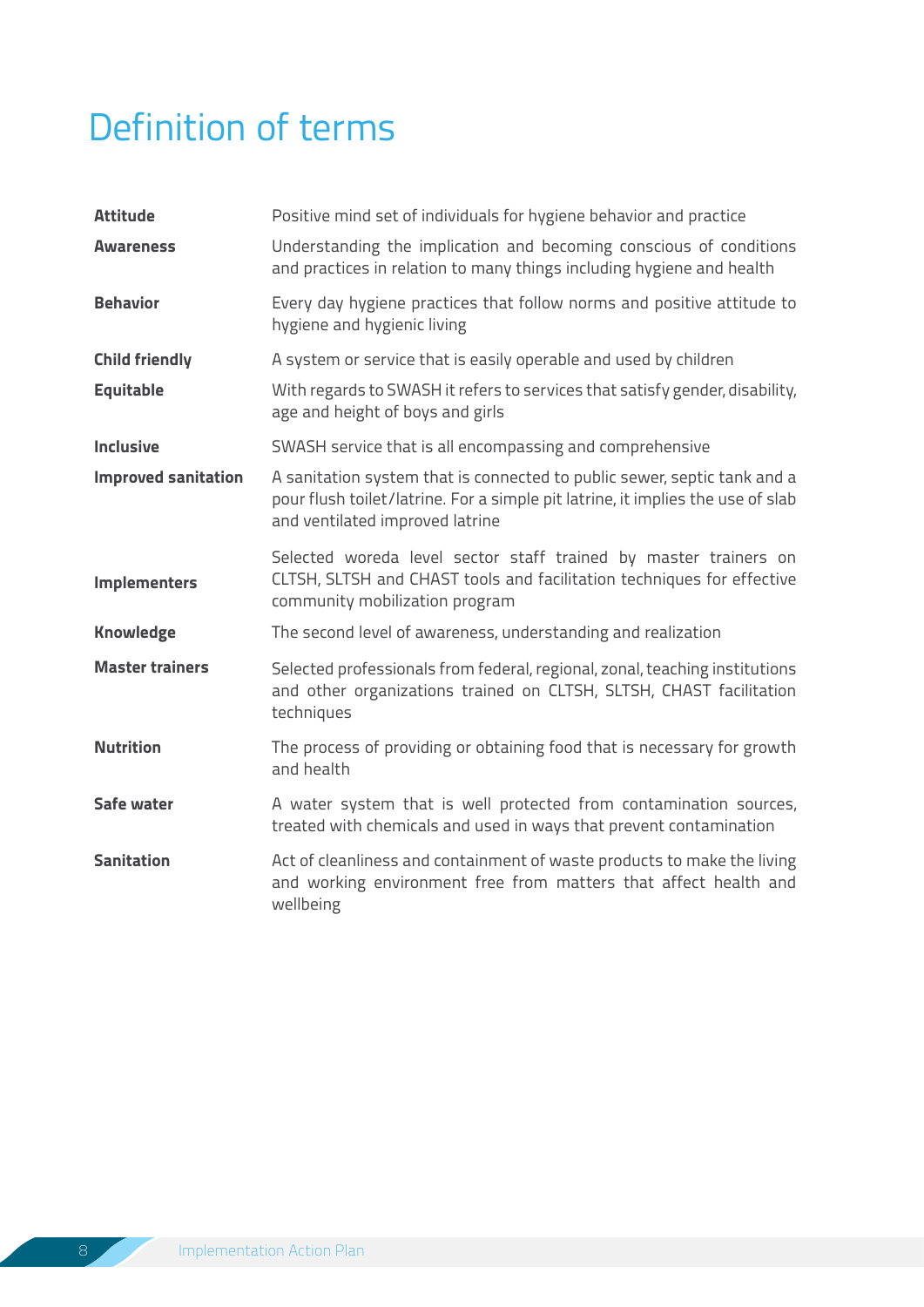# Definition of terms

| | |
|---|---|
| **Attitude** | Positive mind set of individuals for hygiene behavior and practice |
| **Awareness** | Understanding the implication and becoming conscious of conditions and practices in relation to many things including hygiene and health |
| **Behavior** | Every day hygiene practices that follow norms and positive attitude to hygiene and hygienic living |
| **Child friendly** | A system or service that is easily operable and used by children |
| **Equitable** | With regards to SWASH it refers to services that satisfy gender, disability, age and height of boys and girls |
| **Inclusive** | SWASH service that is all encompassing and comprehensive |
| **Improved sanitation** | A sanitation system that is connected to public sewer, septic tank and a pour flush toilet/latrine. For a simple pit latrine, it implies the use of slab and ventilated improved latrine |
| **Implementers** | Selected woreda level sector staff trained by master trainers on CLTSH, SLTSH and CHAST tools and facilitation techniques for effective community mobilization program |
| **Knowledge** | The second level of awareness, understanding and realization |
| **Master trainers** | Selected professionals from federal, regional, zonal, teaching institutions and other organizations trained on CLTSH, SLTSH, CHAST facilitation techniques |
| **Nutrition** | The process of providing or obtaining food that is necessary for growth and health |
| **Safe water** | A water system that is well protected from contamination sources, treated with chemicals and used in ways that prevent contamination |
| **Sanitation** | Act of cleanliness and containment of waste products to make the living and working environment free from matters that affect health and wellbeing |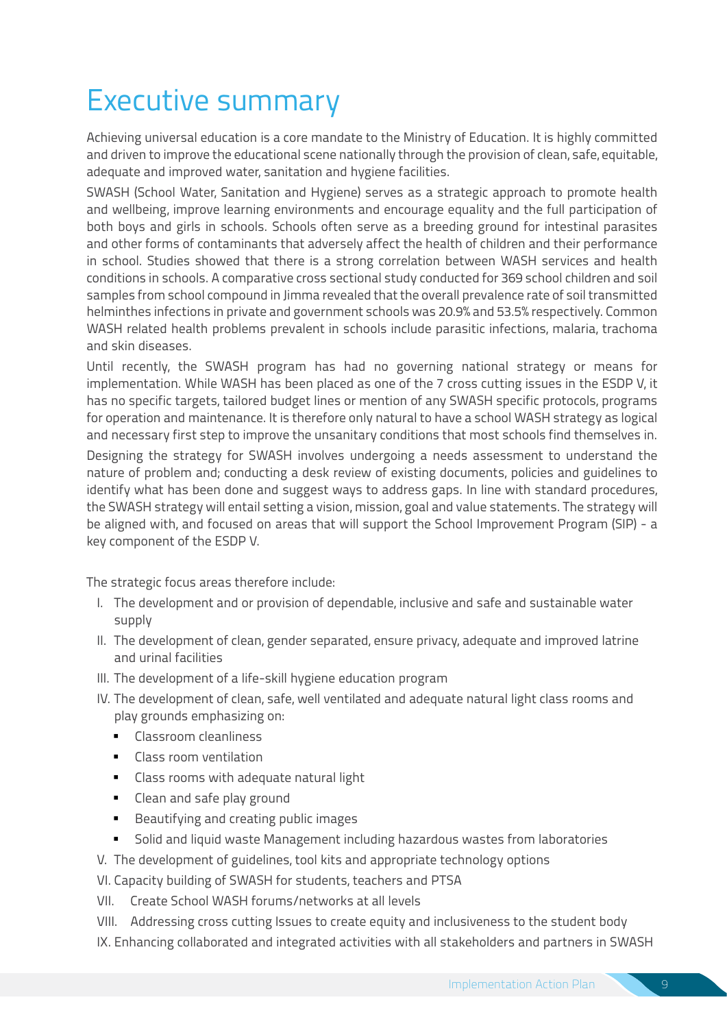# Executive summary

Achieving universal education is a core mandate to the Ministry of Education. It is highly committed and driven to improve the educational scene nationally through the provision of clean, safe, equitable, adequate and improved water, sanitation and hygiene facilities.

SWASH (School Water, Sanitation and Hygiene) serves as a strategic approach to promote health and wellbeing, improve learning environments and encourage equality and the full participation of both boys and girls in schools. Schools often serve as a breeding ground for intestinal parasites and other forms of contaminants that adversely affect the health of children and their performance in school. Studies showed that there is a strong correlation between WASH services and health conditions in schools. A comparative cross sectional study conducted for 369 school children and soil samples from school compound in Jimma revealed that the overall prevalence rate of soil transmitted helminthes infections in private and government schools was 20.9% and 53.5% respectively. Common WASH related health problems prevalent in schools include parasitic infections, malaria, trachoma and skin diseases.

Until recently, the SWASH program has had no governing national strategy or means for implementation. While WASH has been placed as one of the 7 cross cutting issues in the ESDP V, it has no specific targets, tailored budget lines or mention of any SWASH specific protocols, programs for operation and maintenance. It is therefore only natural to have a school WASH strategy as logical and necessary first step to improve the unsanitary conditions that most schools find themselves in.

Designing the strategy for SWASH involves undergoing a needs assessment to understand the nature of problem and; conducting a desk review of existing documents, policies and guidelines to identify what has been done and suggest ways to address gaps. In line with standard procedures, the SWASH strategy will entail setting a vision, mission, goal and value statements. The strategy will be aligned with, and focused on areas that will support the School Improvement Program (SIP) - a key component of the ESDP V.

The strategic focus areas therefore include:

- I. The development and or provision of dependable, inclusive and safe and sustainable water supply
- II. The development of clean, gender separated, ensure privacy, adequate and improved latrine and urinal facilities
- III. The development of a life-skill hygiene education program
- IV. The development of clean, safe, well ventilated and adequate natural light class rooms and play grounds emphasizing on:
  - Classroom cleanliness
  - Class room ventilation
  - Class rooms with adequate natural light
  - Clean and safe play ground
  - Beautifying and creating public images
  - Solid and liquid waste Management including hazardous wastes from laboratories
- V. The development of guidelines, tool kits and appropriate technology options
- VI. Capacity building of SWASH for students, teachers and PTSA
- VII. Create School WASH forums/networks at all levels
- VIII. Addressing cross cutting Issues to create equity and inclusiveness to the student body
- IX. Enhancing collaborated and integrated activities with all stakeholders and partners in SWASH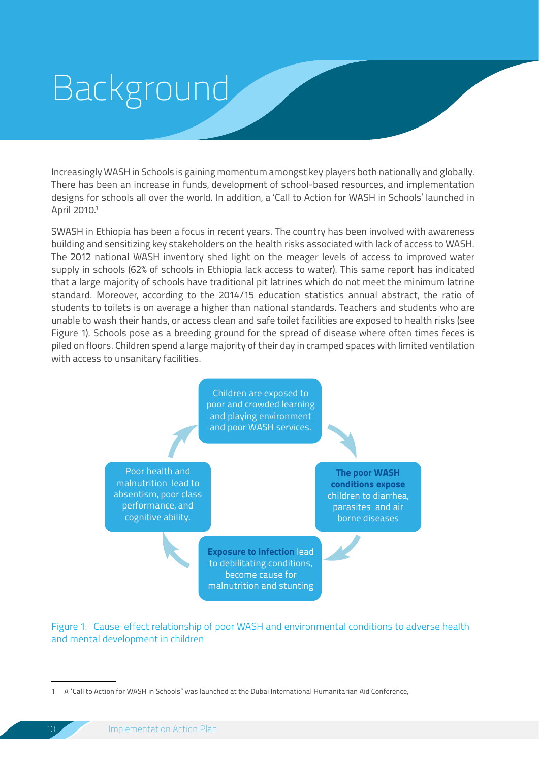# Background

Increasingly WASH in Schools is gaining momentum amongst key players both nationally and globally. There has been an increase in funds, development of school-based resources, and implementation designs for schools all over the world. In addition, a 'Call to Action for WASH in Schools' launched in April 2010.[1]

SWASH in Ethiopia has been a focus in recent years. The country has been involved with awareness building and sensitizing key stakeholders on the health risks associated with lack of access to WASH. The 2012 national WASH inventory shed light on the meager levels of access to improved water supply in schools (62% of schools in Ethiopia lack access to water). This same report has indicated that a large majority of schools have traditional pit latrines which do not meet the minimum latrine standard. Moreover, according to the 2014/15 education statistics annual abstract, the ratio of students to toilets is on average a higher than national standards. Teachers and students who are unable to wash their hands, or access clean and safe toilet facilities are exposed to health risks (see Figure 1). Schools pose as a breeding ground for the spread of disease where often times feces is piled on floors. Children spend a large majority of their day in cramped spaces with limited ventilation with access to unsanitary facilities.

Children are exposed to poor and crowded learning and playing environment and poor WASH services.

**The poor WASH conditions expose** children to diarrhea, parasites and air borne diseases

**Exposure to infection** lead to debilitating conditions, become cause for malnutrition and stunting

Poor health and malnutrition lead to absentism, poor class performance, and cognitive ability.

Figure 1: Cause-effect relationship of poor WASH and environmental conditions to adverse health and mental development in children

---

1 A 'Call to Action for WASH in Schools" was launched at the Dubai International Humanitarian Aid Conference,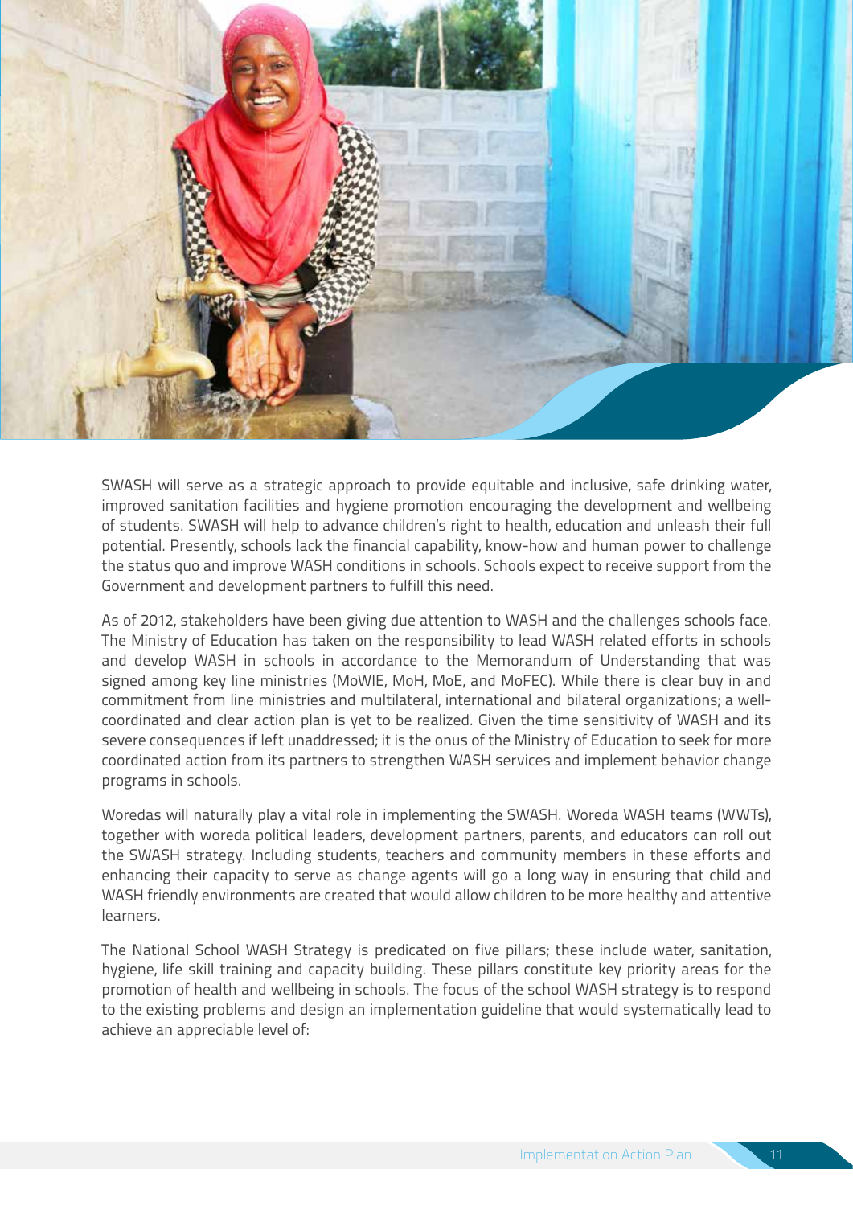SWASH will serve as a strategic approach to provide equitable and inclusive, safe drinking water, improved sanitation facilities and hygiene promotion encouraging the development and wellbeing of students. SWASH will help to advance children's right to health, education and unleash their full potential. Presently, schools lack the financial capability, know-how and human power to challenge the status quo and improve WASH conditions in schools. Schools expect to receive support from the Government and development partners to fulfill this need.

As of 2012, stakeholders have been giving due attention to WASH and the challenges schools face. The Ministry of Education has taken on the responsibility to lead WASH related efforts in schools and develop WASH in schools in accordance to the Memorandum of Understanding that was signed among key line ministries (MoWIE, MoH, MoE, and MoFEC). While there is clear buy in and commitment from line ministries and multilateral, international and bilateral organizations; a well-coordinated and clear action plan is yet to be realized. Given the time sensitivity of WASH and its severe consequences if left unaddressed; it is the onus of the Ministry of Education to seek for more coordinated action from its partners to strengthen WASH services and implement behavior change programs in schools.

Woredas will naturally play a vital role in implementing the SWASH. Woreda WASH teams (WWTs), together with woreda political leaders, development partners, parents, and educators can roll out the SWASH strategy. Including students, teachers and community members in these efforts and enhancing their capacity to serve as change agents will go a long way in ensuring that child and WASH friendly environments are created that would allow children to be more healthy and attentive learners.

The National School WASH Strategy is predicated on five pillars; these include water, sanitation, hygiene, life skill training and capacity building. These pillars constitute key priority areas for the promotion of health and wellbeing in schools. The focus of the school WASH strategy is to respond to the existing problems and design an implementation guideline that would systematically lead to achieve an appreciable level of: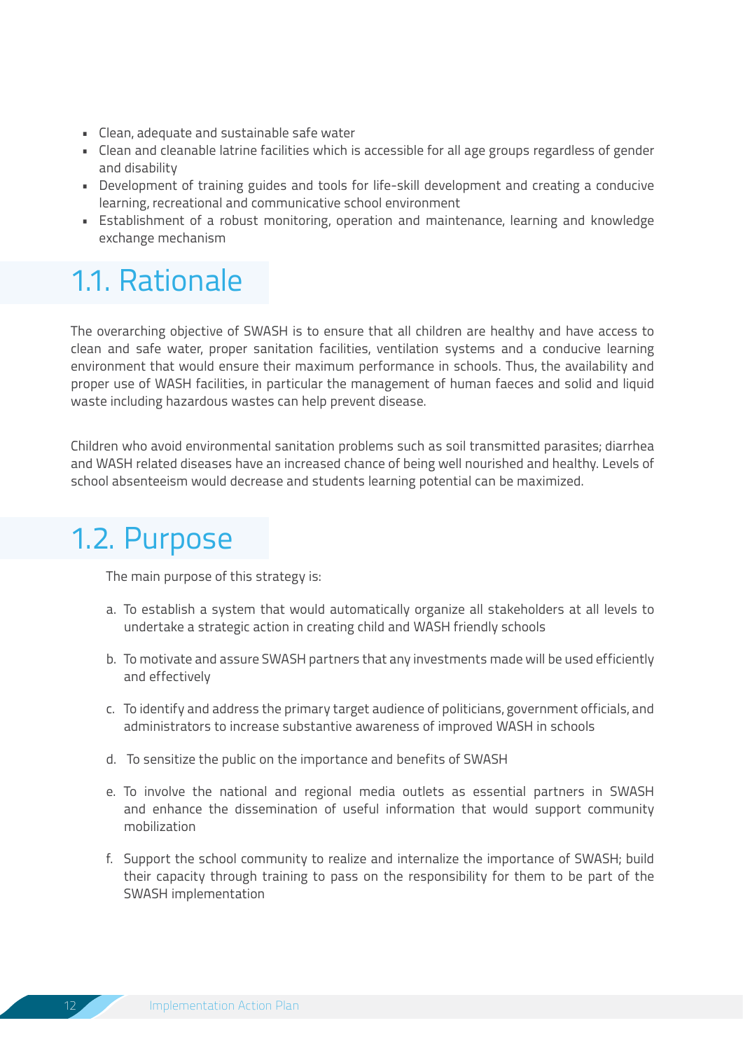- Clean, adequate and sustainable safe water
- Clean and cleanable latrine facilities which is accessible for all age groups regardless of gender and disability
- Development of training guides and tools for life-skill development and creating a conducive learning, recreational and communicative school environment
- Establishment of a robust monitoring, operation and maintenance, learning and knowledge exchange mechanism

## 1.1. Rationale

The overarching objective of SWASH is to ensure that all children are healthy and have access to clean and safe water, proper sanitation facilities, ventilation systems and a conducive learning environment that would ensure their maximum performance in schools. Thus, the availability and proper use of WASH facilities, in particular the management of human faeces and solid and liquid waste including hazardous wastes can help prevent disease.

Children who avoid environmental sanitation problems such as soil transmitted parasites; diarrhea and WASH related diseases have an increased chance of being well nourished and healthy. Levels of school absenteeism would decrease and students learning potential can be maximized.

## 1.2. Purpose

The main purpose of this strategy is:

a. To establish a system that would automatically organize all stakeholders at all levels to undertake a strategic action in creating child and WASH friendly schools

b. To motivate and assure SWASH partners that any investments made will be used efficiently and effectively

c. To identify and address the primary target audience of politicians, government officials, and administrators to increase substantive awareness of improved WASH in schools

d. To sensitize the public on the importance and benefits of SWASH

e. To involve the national and regional media outlets as essential partners in SWASH and enhance the dissemination of useful information that would support community mobilization

f. Support the school community to realize and internalize the importance of SWASH; build their capacity through training to pass on the responsibility for them to be part of the SWASH implementation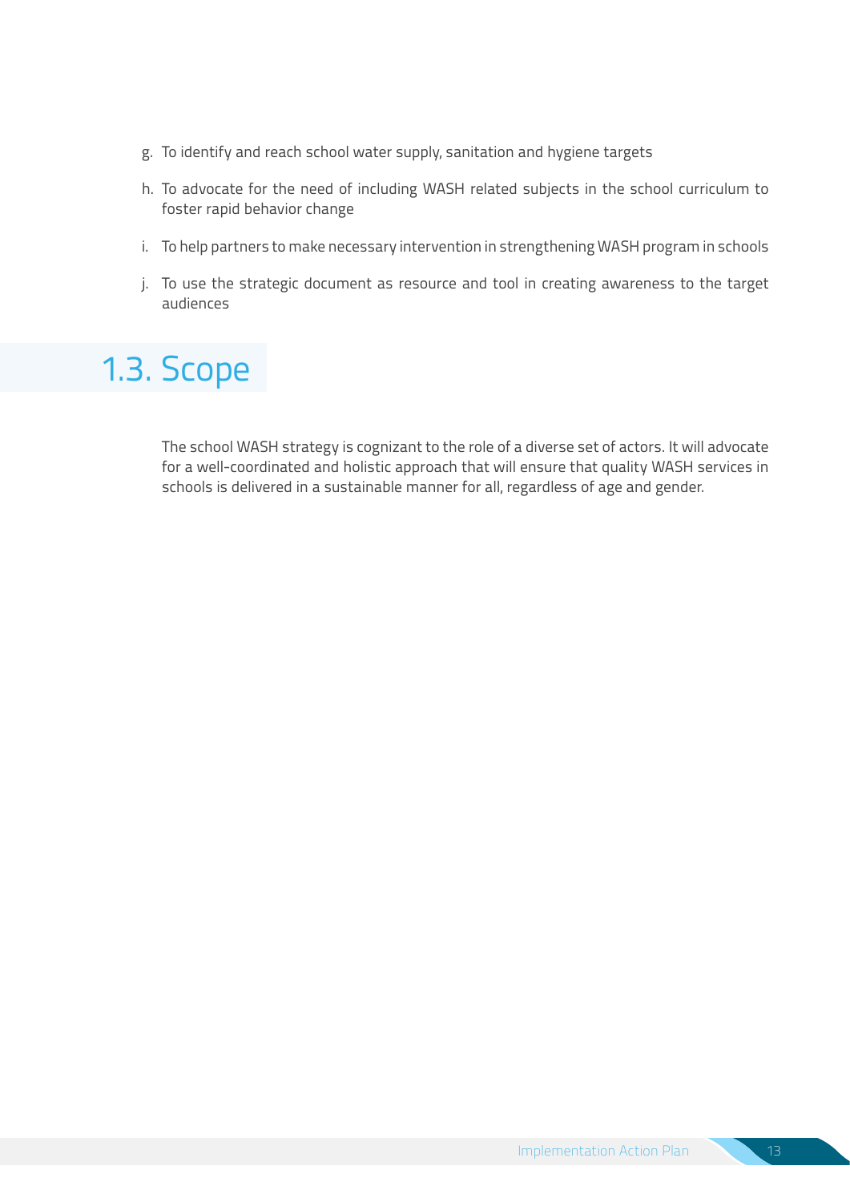g. To identify and reach school water supply, sanitation and hygiene targets
h. To advocate for the need of including WASH related subjects in the school curriculum to foster rapid behavior change
i. To help partners to make necessary intervention in strengthening WASH program in schools
j. To use the strategic document as resource and tool in creating awareness to the target audiences

## 1.3. Scope

The school WASH strategy is cognizant to the role of a diverse set of actors. It will advocate for a well-coordinated and holistic approach that will ensure that quality WASH services in schools is delivered in a sustainable manner for all, regardless of age and gender.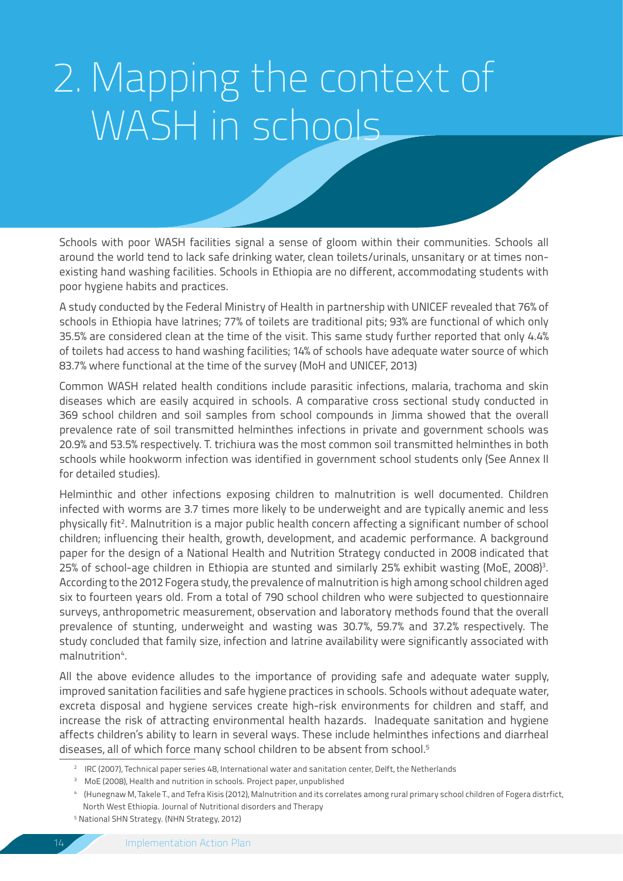# 2. Mapping the context of WASH in schools

Schools with poor WASH facilities signal a sense of gloom within their communities. Schools all around the world tend to lack safe drinking water, clean toilets/urinals, unsanitary or at times non-existing hand washing facilities. Schools in Ethiopia are no different, accommodating students with poor hygiene habits and practices.

A study conducted by the Federal Ministry of Health in partnership with UNICEF revealed that 76% of schools in Ethiopia have latrines; 77% of toilets are traditional pits; 93% are functional of which only 35.5% are considered clean at the time of the visit. This same study further reported that only 4.4% of toilets had access to hand washing facilities; 14% of schools have adequate water source of which 83.7% where functional at the time of the survey (MoH and UNICEF, 2013)

Common WASH related health conditions include parasitic infections, malaria, trachoma and skin diseases which are easily acquired in schools. A comparative cross sectional study conducted in 369 school children and soil samples from school compounds in Jimma showed that the overall prevalence rate of soil transmitted helminthes infections in private and government schools was 20.9% and 53.5% respectively. T. trichiura was the most common soil transmitted helminthes in both schools while hookworm infection was identified in government school students only (See Annex II for detailed studies).

Helminthic and other infections exposing children to malnutrition is well documented. Children infected with worms are 3.7 times more likely to be underweight and are typically anemic and less physically fit[2]. Malnutrition is a major public health concern affecting a significant number of school children; influencing their health, growth, development, and academic performance. A background paper for the design of a National Health and Nutrition Strategy conducted in 2008 indicated that 25% of school-age children in Ethiopia are stunted and similarly 25% exhibit wasting (MoE, 2008)[3]. According to the 2012 Fogera study, the prevalence of malnutrition is high among school children aged six to fourteen years old. From a total of 790 school children who were subjected to questionnaire surveys, anthropometric measurement, observation and laboratory methods found that the overall prevalence of stunting, underweight and wasting was 30.7%, 59.7% and 37.2% respectively. The study concluded that family size, infection and latrine availability were significantly associated with malnutrition[4].

All the above evidence alludes to the importance of providing safe and adequate water supply, improved sanitation facilities and safe hygiene practices in schools. Schools without adequate water, excreta disposal and hygiene services create high-risk environments for children and staff, and increase the risk of attracting environmental health hazards. Inadequate sanitation and hygiene affects children's ability to learn in several ways. These include helminthes infections and diarrheal diseases, all of which force many school children to be absent from school.[5]

---

[2] IRC (2007), Technical paper series 48, International water and sanitation center, Delft, the Netherlands

[3] MoE (2008), Health and nutrition in schools. Project paper, unpublished

[4] (Hunegnaw M, Takele T., and Tefra Kisis (2012), Malnutrition and its correlates among rural primary school children of Fogera distrfict, North West Ethiopia. Journal of Nutritional disorders and Therapy

[5] National SHN Strategy. (NHN Strategy, 2012)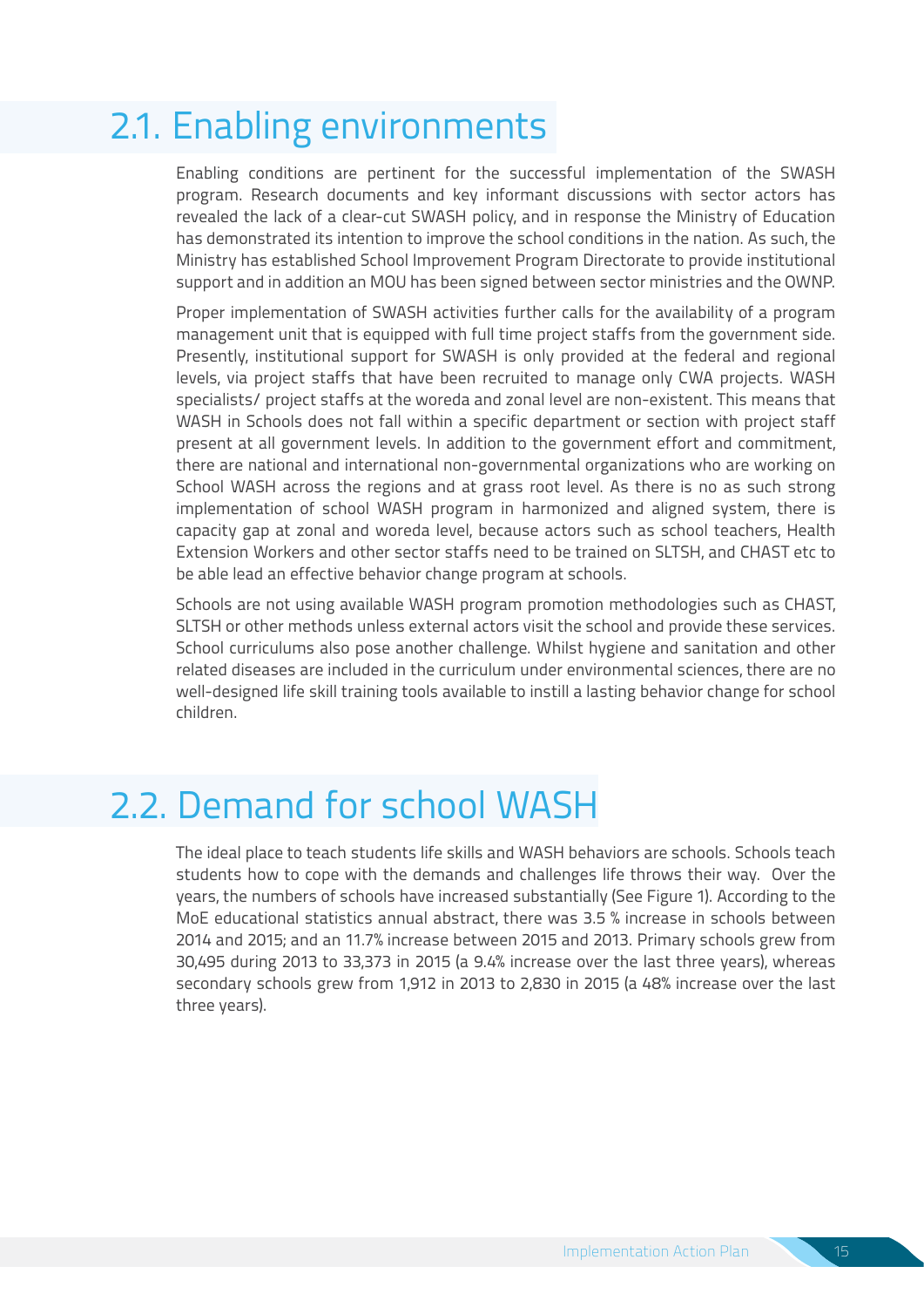## 2.1. Enabling environments

Enabling conditions are pertinent for the successful implementation of the SWASH program. Research documents and key informant discussions with sector actors has revealed the lack of a clear-cut SWASH policy, and in response the Ministry of Education has demonstrated its intention to improve the school conditions in the nation. As such, the Ministry has established School Improvement Program Directorate to provide institutional support and in addition an MOU has been signed between sector ministries and the OWNP.

Proper implementation of SWASH activities further calls for the availability of a program management unit that is equipped with full time project staffs from the government side. Presently, institutional support for SWASH is only provided at the federal and regional levels, via project staffs that have been recruited to manage only CWA projects. WASH specialists/ project staffs at the woreda and zonal level are non-existent. This means that WASH in Schools does not fall within a specific department or section with project staff present at all government levels. In addition to the government effort and commitment, there are national and international non-governmental organizations who are working on School WASH across the regions and at grass root level. As there is no as such strong implementation of school WASH program in harmonized and aligned system, there is capacity gap at zonal and woreda level, because actors such as school teachers, Health Extension Workers and other sector staffs need to be trained on SLTSH, and CHAST etc to be able lead an effective behavior change program at schools.

Schools are not using available WASH program promotion methodologies such as CHAST, SLTSH or other methods unless external actors visit the school and provide these services. School curriculums also pose another challenge. Whilst hygiene and sanitation and other related diseases are included in the curriculum under environmental sciences, there are no well-designed life skill training tools available to instill a lasting behavior change for school children.

## 2.2. Demand for school WASH

The ideal place to teach students life skills and WASH behaviors are schools. Schools teach students how to cope with the demands and challenges life throws their way. Over the years, the numbers of schools have increased substantially (See Figure 1). According to the MoE educational statistics annual abstract, there was 3.5 % increase in schools between 2014 and 2015; and an 11.7% increase between 2015 and 2013. Primary schools grew from 30,495 during 2013 to 33,373 in 2015 (a 9.4% increase over the last three years), whereas secondary schools grew from 1,912 in 2013 to 2,830 in 2015 (a 48% increase over the last three years).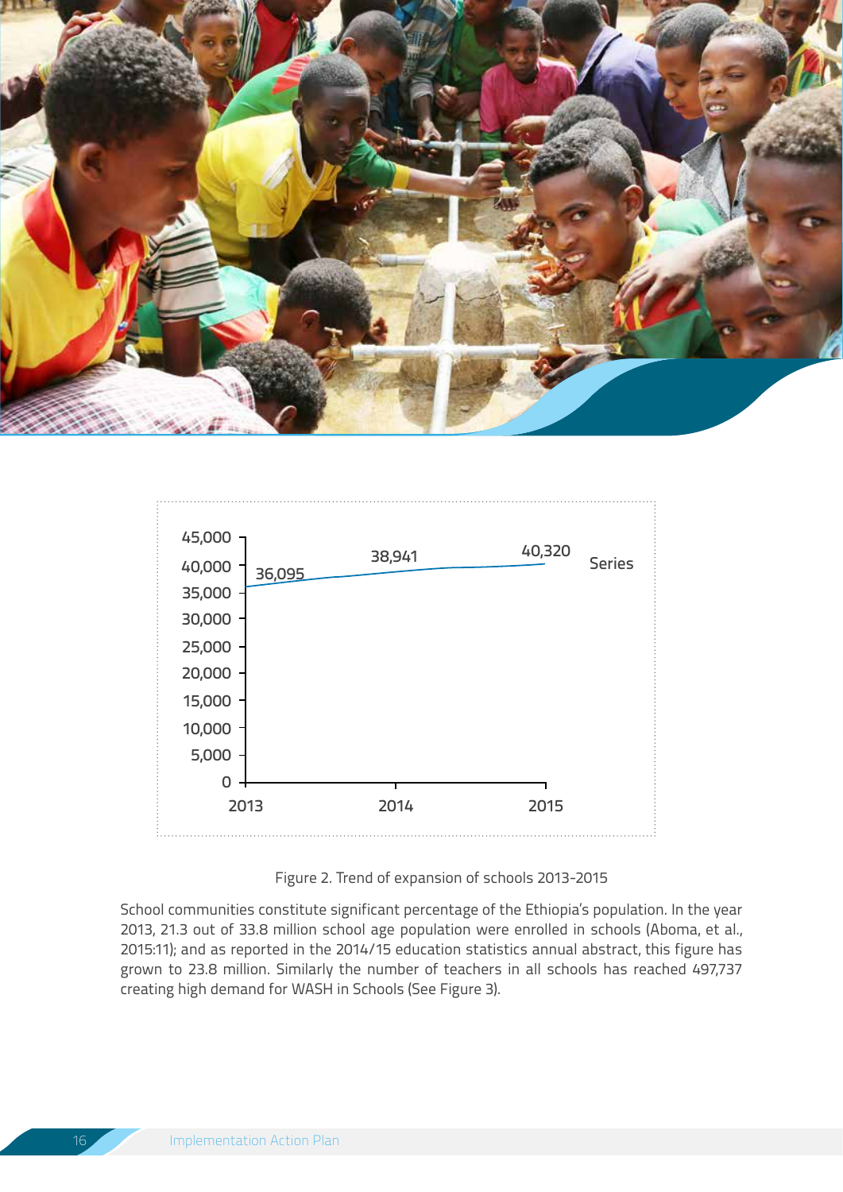Figure 2. Trend of expansion of schools 2013-2015

| Year | Series |
|---|---|
| 2013 | 36,095 |
| 2014 | 38,941 |
| 2015 | 40,320 |

School communities constitute significant percentage of the Ethiopia's population. In the year 2013, 21.3 out of 33.8 million school age population were enrolled in schools (Aboma, et al., 2015:11); and as reported in the 2014/15 education statistics annual abstract, this figure has grown to 23.8 million. Similarly the number of teachers in all schools has reached 497,737 creating high demand for WASH in Schools (See Figure 3).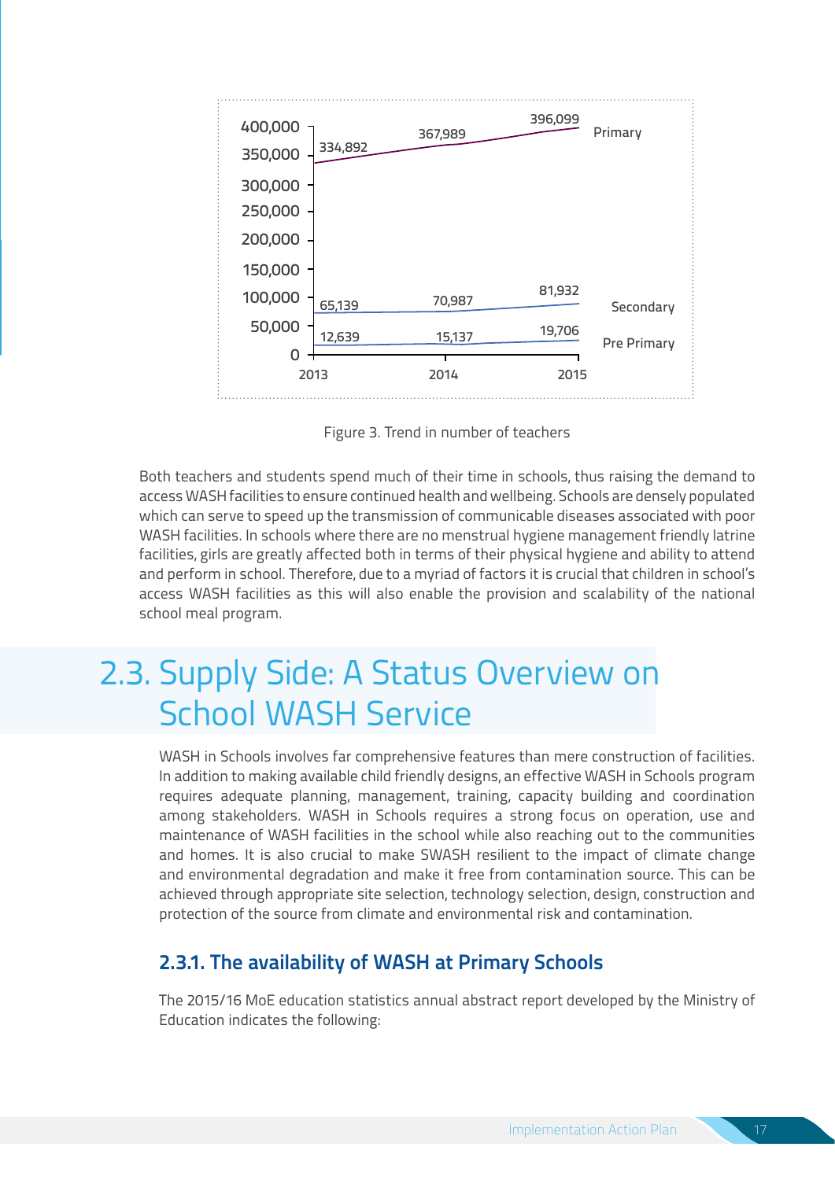| Year | Primary | Secondary | Pre Primary |
|---|---|---|---|
| 2013 | 334,892 | 65,139 | 12,639 |
| 2014 | 367,989 | 70,987 | 15,137 |
| 2015 | 396,099 | 81,932 | 19,706 |

Figure 3. Trend in number of teachers

Both teachers and students spend much of their time in schools, thus raising the demand to access WASH facilities to ensure continued health and wellbeing. Schools are densely populated which can serve to speed up the transmission of communicable diseases associated with poor WASH facilities. In schools where there are no menstrual hygiene management friendly latrine facilities, girls are greatly affected both in terms of their physical hygiene and ability to attend and perform in school. Therefore, due to a myriad of factors it is crucial that children in school's access WASH facilities as this will also enable the provision and scalability of the national school meal program.

## 2.3. Supply Side: A Status Overview on School WASH Service

WASH in Schools involves far comprehensive features than mere construction of facilities. In addition to making available child friendly designs, an effective WASH in Schools program requires adequate planning, management, training, capacity building and coordination among stakeholders. WASH in Schools requires a strong focus on operation, use and maintenance of WASH facilities in the school while also reaching out to the communities and homes. It is also crucial to make SWASH resilient to the impact of climate change and environmental degradation and make it free from contamination source. This can be achieved through appropriate site selection, technology selection, design, construction and protection of the source from climate and environmental risk and contamination.

### 2.3.1. The availability of WASH at Primary Schools

The 2015/16 MoE education statistics annual abstract report developed by the Ministry of Education indicates the following: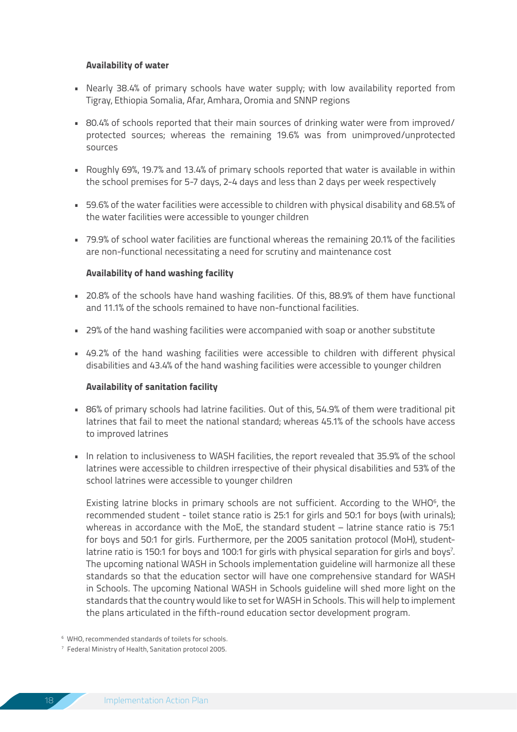**Availability of water**

- Nearly 38.4% of primary schools have water supply; with low availability reported from Tigray, Ethiopia Somalia, Afar, Amhara, Oromia and SNNP regions
- 80.4% of schools reported that their main sources of drinking water were from improved/ protected sources; whereas the remaining 19.6% was from unimproved/unprotected sources
- Roughly 69%, 19.7% and 13.4% of primary schools reported that water is available in within the school premises for 5-7 days, 2-4 days and less than 2 days per week respectively
- 59.6% of the water facilities were accessible to children with physical disability and 68.5% of the water facilities were accessible to younger children
- 79.9% of school water facilities are functional whereas the remaining 20.1% of the facilities are non-functional necessitating a need for scrutiny and maintenance cost

**Availability of hand washing facility**

- 20.8% of the schools have hand washing facilities. Of this, 88.9% of them have functional and 11.1% of the schools remained to have non-functional facilities.
- 29% of the hand washing facilities were accompanied with soap or another substitute
- 49.2% of the hand washing facilities were accessible to children with different physical disabilities and 43.4% of the hand washing facilities were accessible to younger children

**Availability of sanitation facility**

- 86% of primary schools had latrine facilities. Out of this, 54.9% of them were traditional pit latrines that fail to meet the national standard; whereas 45.1% of the schools have access to improved latrines
- In relation to inclusiveness to WASH facilities, the report revealed that 35.9% of the school latrines were accessible to children irrespective of their physical disabilities and 53% of the school latrines were accessible to younger children

  Existing latrine blocks in primary schools are not sufficient. According to the WHO[6], the recommended student - toilet stance ratio is 25:1 for girls and 50:1 for boys (with urinals); whereas in accordance with the MoE, the standard student – latrine stance ratio is 75:1 for boys and 50:1 for girls. Furthermore, per the 2005 sanitation protocol (MoH), student-latrine ratio is 150:1 for boys and 100:1 for girls with physical separation for girls and boys[7]. The upcoming national WASH in Schools implementation guideline will harmonize all these standards so that the education sector will have one comprehensive standard for WASH in Schools. The upcoming National WASH in Schools guideline will shed more light on the standards that the country would like to set for WASH in Schools. This will help to implement the plans articulated in the fifth-round education sector development program.

[6] WHO, recommended standards of toilets for schools.

[7] Federal Ministry of Health, Sanitation protocol 2005.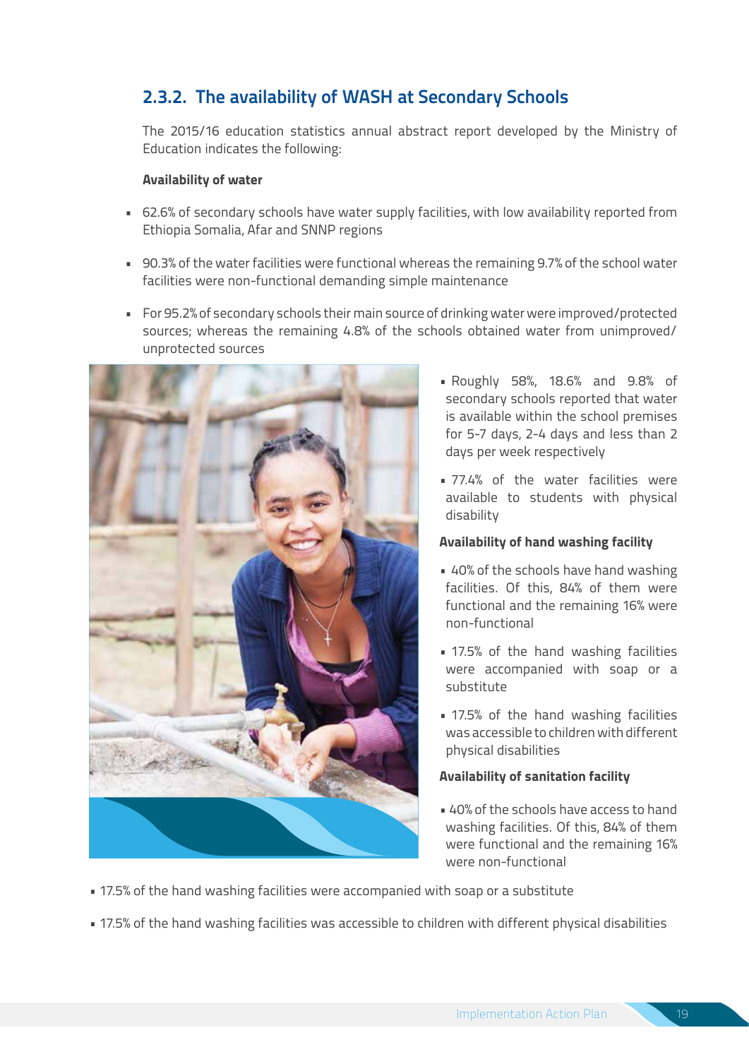## 2.3.2. The availability of WASH at Secondary Schools

The 2015/16 education statistics annual abstract report developed by the Ministry of Education indicates the following:

**Availability of water**

- 62.6% of secondary schools have water supply facilities, with low availability reported from Ethiopia Somalia, Afar and SNNP regions
- 90.3% of the water facilities were functional whereas the remaining 9.7% of the school water facilities were non-functional demanding simple maintenance
- For 95.2% of secondary schools their main source of drinking water were improved/protected sources; whereas the remaining 4.8% of the schools obtained water from unimproved/ unprotected sources
- Roughly 58%, 18.6% and 9.8% of secondary schools reported that water is available within the school premises for 5-7 days, 2-4 days and less than 2 days per week respectively
- 77.4% of the water facilities were available to students with physical disability

**Availability of hand washing facility**

- 40% of the schools have hand washing facilities. Of this, 84% of them were functional and the remaining 16% were non-functional
- 17.5% of the hand washing facilities were accompanied with soap or a substitute
- 17.5% of the hand washing facilities was accessible to children with different physical disabilities

**Availability of sanitation facility**

- 40% of the schools have access to hand washing facilities. Of this, 84% of them were functional and the remaining 16% were non-functional
- 17.5% of the hand washing facilities were accompanied with soap or a substitute
- 17.5% of the hand washing facilities was accessible to children with different physical disabilities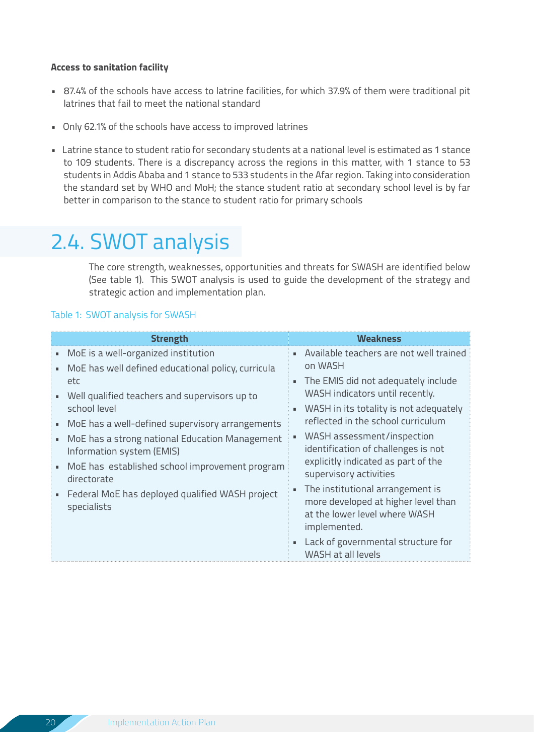**Access to sanitation facility**

- 87.4% of the schools have access to latrine facilities, for which 37.9% of them were traditional pit latrines that fail to meet the national standard
- Only 62.1% of the schools have access to improved latrines
- Latrine stance to student ratio for secondary students at a national level is estimated as 1 stance to 109 students. There is a discrepancy across the regions in this matter, with 1 stance to 53 students in Addis Ababa and 1 stance to 533 students in the Afar region. Taking into consideration the standard set by WHO and MoH; the stance student ratio at secondary school level is by far better in comparison to the stance to student ratio for primary schools

## 2.4. SWOT analysis

The core strength, weaknesses, opportunities and threats for SWASH are identified below (See table 1). This SWOT analysis is used to guide the development of the strategy and strategic action and implementation plan.

Table 1: SWOT analysis for SWASH

| Strength | Weakness |
|---|---|
| ▪ MoE is a well-organized institution<br>▪ MoE has well defined educational policy, curricula etc<br>▪ Well qualified teachers and supervisors up to school level<br>▪ MoE has a well-defined supervisory arrangements<br>▪ MoE has a strong national Education Management Information system (EMIS)<br>▪ MoE has established school improvement program directorate<br>▪ Federal MoE has deployed qualified WASH project specialists | ▪ Available teachers are not well trained on WASH<br>▪ The EMIS did not adequately include WASH indicators until recently.<br>▪ WASH in its totality is not adequately reflected in the school curriculum<br>▪ WASH assessment/inspection identification of challenges is not explicitly indicated as part of the supervisory activities<br>▪ The institutional arrangement is more developed at higher level than at the lower level where WASH implemented.<br>▪ Lack of governmental structure for WASH at all levels |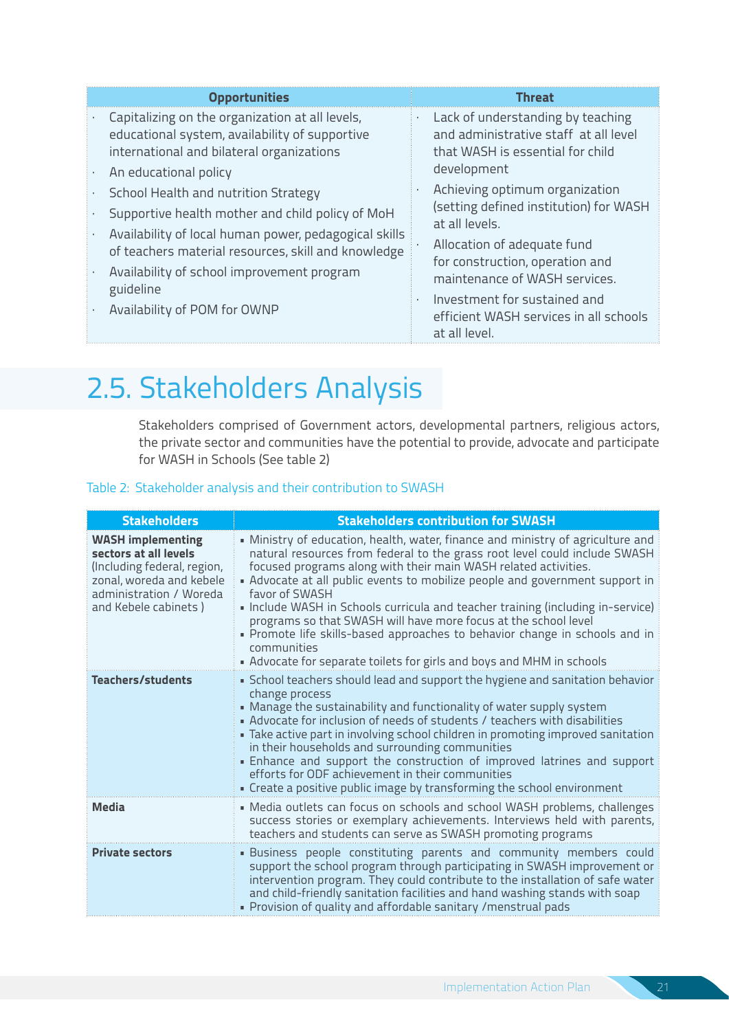| Opportunities | Threat |
|---|---|
| · Capitalizing on the organization at all levels, educational system, availability of supportive international and bilateral organizations<br>· An educational policy<br>· School Health and nutrition Strategy<br>· Supportive health mother and child policy of MoH<br>· Availability of local human power, pedagogical skills of teachers material resources, skill and knowledge<br>· Availability of school improvement program guideline<br>· Availability of POM for OWNP | · Lack of understanding by teaching and administrative staff at all level that WASH is essential for child development<br>· Achieving optimum organization (setting defined institution) for WASH at all levels.<br>· Allocation of adequate fund for construction, operation and maintenance of WASH services.<br>· Investment for sustained and efficient WASH services in all schools at all level. |

# 2.5. Stakeholders Analysis

Stakeholders comprised of Government actors, developmental partners, religious actors, the private sector and communities have the potential to provide, advocate and participate for WASH in Schools (See table 2)

Table 2: Stakeholder analysis and their contribution to SWASH

| Stakeholders | Stakeholders contribution for SWASH |
|---|---|
| **WASH implementing sectors at all levels** (Including federal, region, zonal, woreda and kebele administration / Woreda and Kebele cabinets ) | ▪ Ministry of education, health, water, finance and ministry of agriculture and natural resources from federal to the grass root level could include SWASH focused programs along with their main WASH related activities.<br>▪ Advocate at all public events to mobilize people and government support in favor of SWASH<br>▪ Include WASH in Schools curricula and teacher training (including in-service) programs so that SWASH will have more focus at the school level<br>▪ Promote life skills-based approaches to behavior change in schools and in communities<br>▪ Advocate for separate toilets for girls and boys and MHM in schools |
| **Teachers/students** | ▪ School teachers should lead and support the hygiene and sanitation behavior change process<br>▪ Manage the sustainability and functionality of water supply system<br>▪ Advocate for inclusion of needs of students / teachers with disabilities<br>▪ Take active part in involving school children in promoting improved sanitation in their households and surrounding communities<br>▪ Enhance and support the construction of improved latrines and support efforts for ODF achievement in their communities<br>▪ Create a positive public image by transforming the school environment |
| **Media** | ▪ Media outlets can focus on schools and school WASH problems, challenges success stories or exemplary achievements. Interviews held with parents, teachers and students can serve as SWASH promoting programs |
| **Private sectors** | ▪ Business people constituting parents and community members could support the school program through participating in SWASH improvement or intervention program. They could contribute to the installation of safe water and child-friendly sanitation facilities and hand washing stands with soap<br>▪ Provision of quality and affordable sanitary /menstrual pads |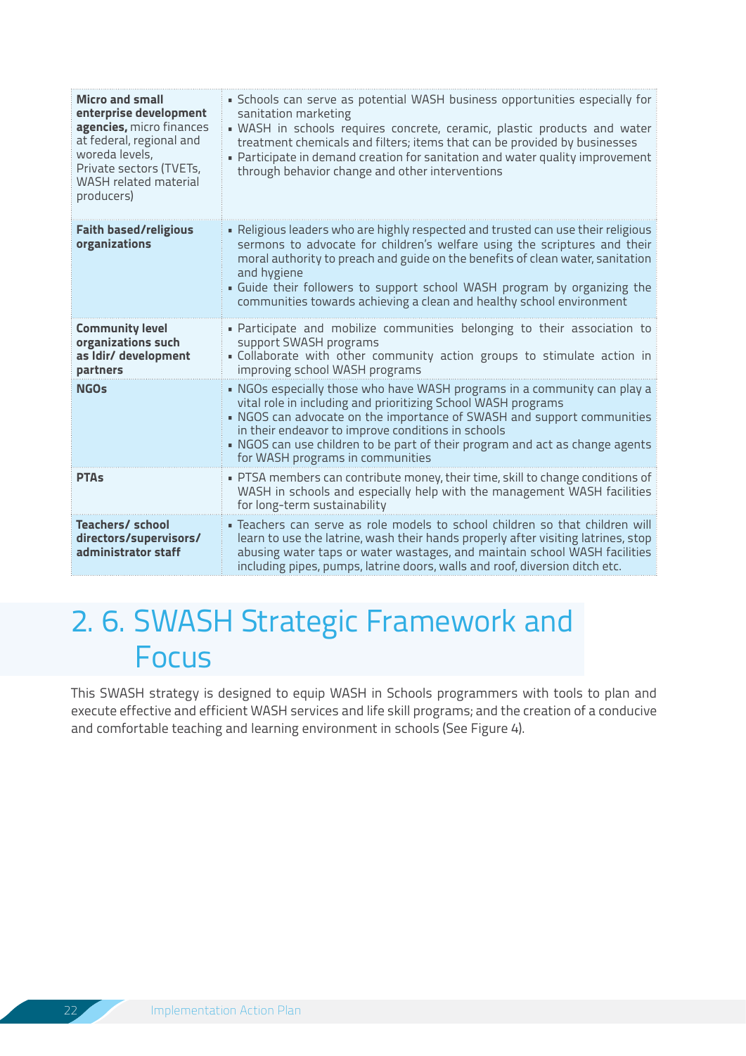| | |
|---|---|
| **Micro and small enterprise development agencies,** micro finances at federal, regional and woreda levels, Private sectors (TVETs, WASH related material producers) | ▪ Schools can serve as potential WASH business opportunities especially for sanitation marketing<br>▪ WASH in schools requires concrete, ceramic, plastic products and water treatment chemicals and filters; items that can be provided by businesses<br>▪ Participate in demand creation for sanitation and water quality improvement through behavior change and other interventions |
| **Faith based/religious organizations** | ▪ Religious leaders who are highly respected and trusted can use their religious sermons to advocate for children's welfare using the scriptures and their moral authority to preach and guide on the benefits of clean water, sanitation and hygiene<br>▪ Guide their followers to support school WASH program by organizing the communities towards achieving a clean and healthy school environment |
| **Community level organizations such as Idir/ development partners** | ▪ Participate and mobilize communities belonging to their association to support SWASH programs<br>▪ Collaborate with other community action groups to stimulate action in improving school WASH programs |
| **NGOs** | ▪ NGOs especially those who have WASH programs in a community can play a vital role in including and prioritizing School WASH programs<br>▪ NGOS can advocate on the importance of SWASH and support communities in their endeavor to improve conditions in schools<br>▪ NGOS can use children to be part of their program and act as change agents for WASH programs in communities |
| **PTAs** | ▪ PTSA members can contribute money, their time, skill to change conditions of WASH in schools and especially help with the management WASH facilities for long-term sustainability |
| **Teachers/ school directors/supervisors/ administrator staff** | ▪ Teachers can serve as role models to school children so that children will learn to use the latrine, wash their hands properly after visiting latrines, stop abusing water taps or water wastages, and maintain school WASH facilities including pipes, pumps, latrine doors, walls and roof, diversion ditch etc. |

# 2. 6. SWASH Strategic Framework and Focus

This SWASH strategy is designed to equip WASH in Schools programmers with tools to plan and execute effective and efficient WASH services and life skill programs; and the creation of a conducive and comfortable teaching and learning environment in schools (See Figure 4).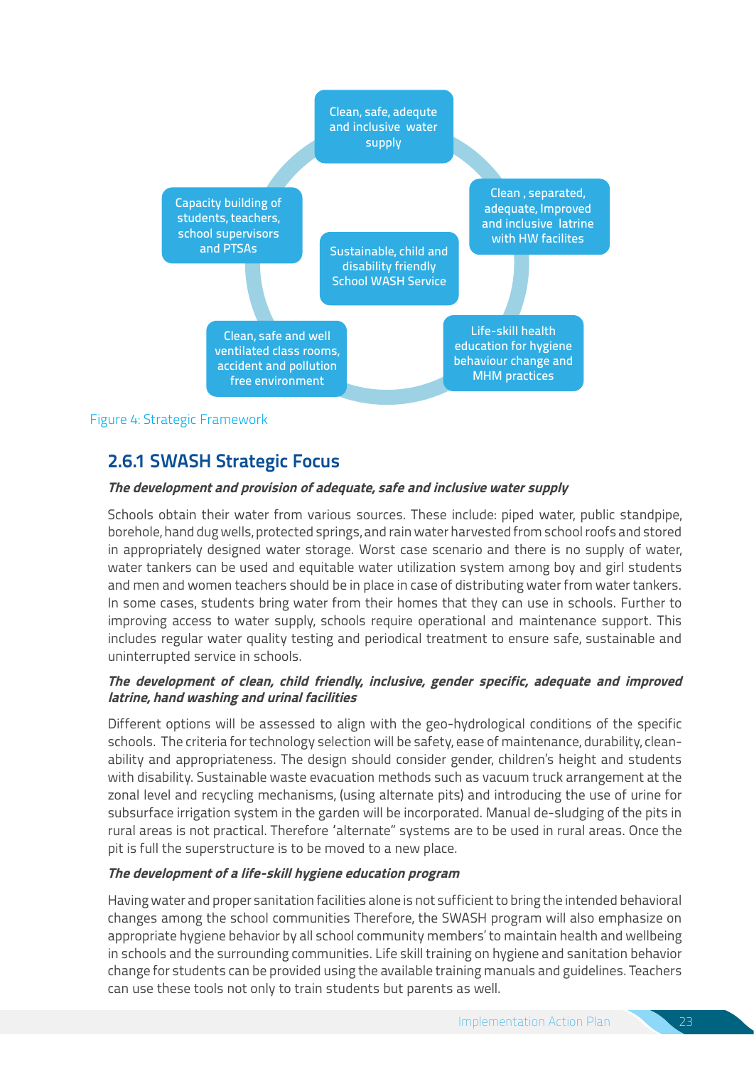Clean, safe, adequte and inclusive water supply

Clean , separated, adequate, Improved and inclusive latrine with HW facilites

Life-skill health education for hygiene behaviour change and MHM practices

Clean, safe and well ventilated class rooms, accident and pollution free environment

Capacity building of students, teachers, school supervisors and PTSAs

Sustainable, child and disability friendly School WASH Service

Figure 4: Strategic Framework

### 2.6.1 SWASH Strategic Focus

***The development and provision of adequate, safe and inclusive water supply***

Schools obtain their water from various sources. These include: piped water, public standpipe, borehole, hand dug wells, protected springs, and rain water harvested from school roofs and stored in appropriately designed water storage. Worst case scenario and there is no supply of water, water tankers can be used and equitable water utilization system among boy and girl students and men and women teachers should be in place in case of distributing water from water tankers. In some cases, students bring water from their homes that they can use in schools. Further to improving access to water supply, schools require operational and maintenance support. This includes regular water quality testing and periodical treatment to ensure safe, sustainable and uninterrupted service in schools.

***The development of clean, child friendly, inclusive, gender specific, adequate and improved latrine, hand washing and urinal facilities***

Different options will be assessed to align with the geo-hydrological conditions of the specific schools. The criteria for technology selection will be safety, ease of maintenance, durability, clean-ability and appropriateness. The design should consider gender, children's height and students with disability. Sustainable waste evacuation methods such as vacuum truck arrangement at the zonal level and recycling mechanisms, (using alternate pits) and introducing the use of urine for subsurface irrigation system in the garden will be incorporated. Manual de-sludging of the pits in rural areas is not practical. Therefore 'alternate" systems are to be used in rural areas. Once the pit is full the superstructure is to be moved to a new place.

***The development of a life-skill hygiene education program***

Having water and proper sanitation facilities alone is not sufficient to bring the intended behavioral changes among the school communities Therefore, the SWASH program will also emphasize on appropriate hygiene behavior by all school community members' to maintain health and wellbeing in schools and the surrounding communities. Life skill training on hygiene and sanitation behavior change for students can be provided using the available training manuals and guidelines. Teachers can use these tools not only to train students but parents as well.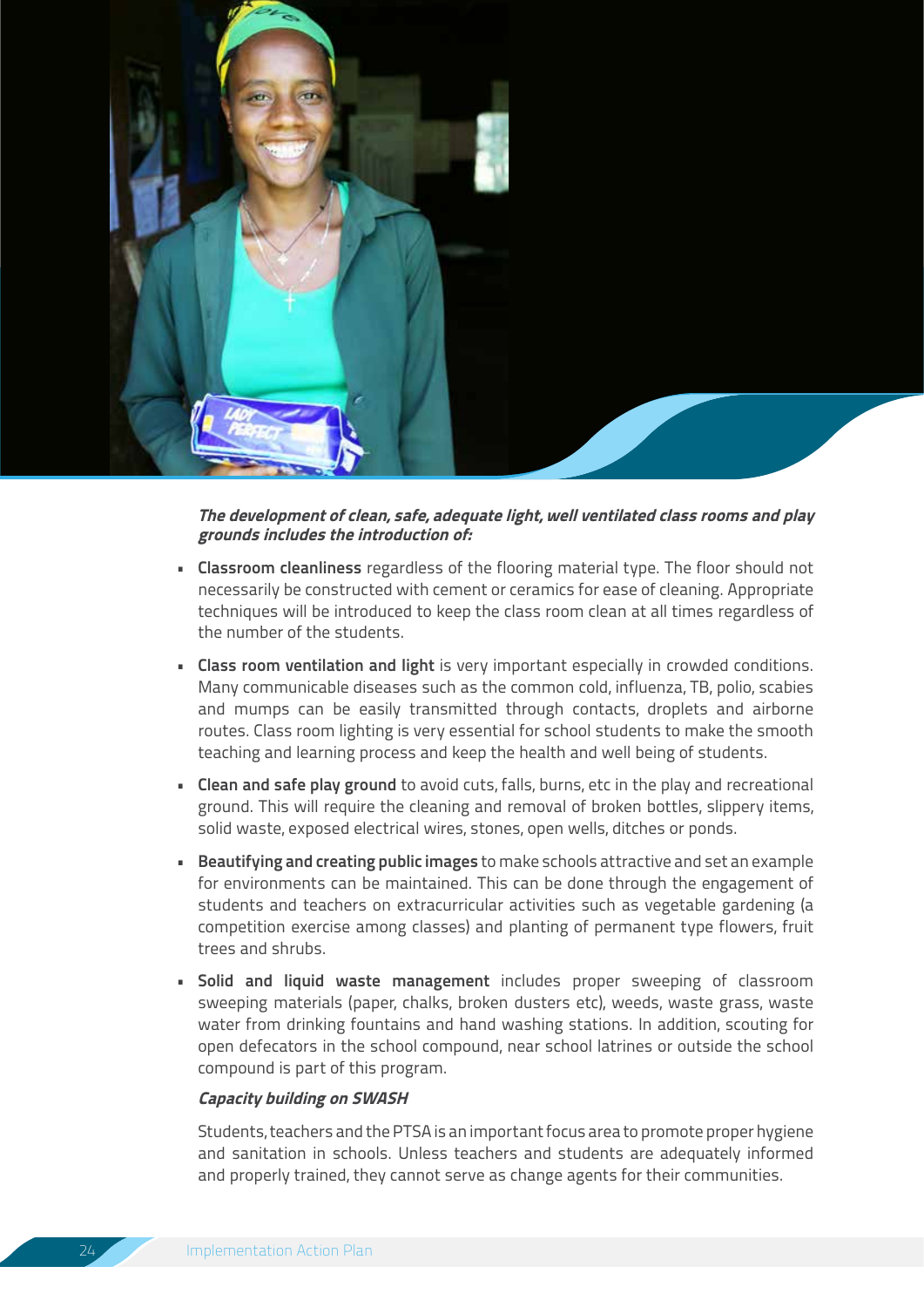***The development of clean, safe, adequate light, well ventilated class rooms and play grounds includes the introduction of:***

- **Classroom cleanliness** regardless of the flooring material type. The floor should not necessarily be constructed with cement or ceramics for ease of cleaning. Appropriate techniques will be introduced to keep the class room clean at all times regardless of the number of the students.
- **Class room ventilation and light** is very important especially in crowded conditions. Many communicable diseases such as the common cold, influenza, TB, polio, scabies and mumps can be easily transmitted through contacts, droplets and airborne routes. Class room lighting is very essential for school students to make the smooth teaching and learning process and keep the health and well being of students.
- **Clean and safe play ground** to avoid cuts, falls, burns, etc in the play and recreational ground. This will require the cleaning and removal of broken bottles, slippery items, solid waste, exposed electrical wires, stones, open wells, ditches or ponds.
- **Beautifying and creating public images** to make schools attractive and set an example for environments can be maintained. This can be done through the engagement of students and teachers on extracurricular activities such as vegetable gardening (a competition exercise among classes) and planting of permanent type flowers, fruit trees and shrubs.
- **Solid and liquid waste management** includes proper sweeping of classroom sweeping materials (paper, chalks, broken dusters etc), weeds, waste grass, waste water from drinking fountains and hand washing stations. In addition, scouting for open defecators in the school compound, near school latrines or outside the school compound is part of this program.

***Capacity building on SWASH***

Students, teachers and the PTSA is an important focus area to promote proper hygiene and sanitation in schools. Unless teachers and students are adequately informed and properly trained, they cannot serve as change agents for their communities.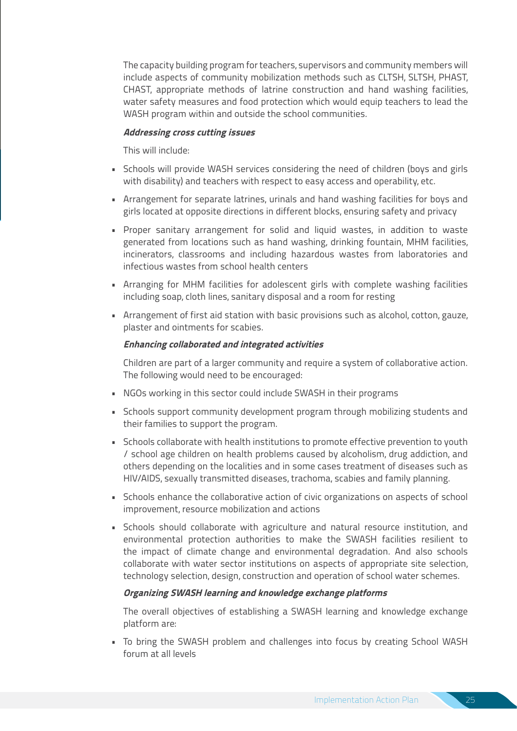The capacity building program for teachers, supervisors and community members will include aspects of community mobilization methods such as CLTSH, SLTSH, PHAST, CHAST, appropriate methods of latrine construction and hand washing facilities, water safety measures and food protection which would equip teachers to lead the WASH program within and outside the school communities.

***Addressing cross cutting issues***

This will include:

- Schools will provide WASH services considering the need of children (boys and girls with disability) and teachers with respect to easy access and operability, etc.
- Arrangement for separate latrines, urinals and hand washing facilities for boys and girls located at opposite directions in different blocks, ensuring safety and privacy
- Proper sanitary arrangement for solid and liquid wastes, in addition to waste generated from locations such as hand washing, drinking fountain, MHM facilities, incinerators, classrooms and including hazardous wastes from laboratories and infectious wastes from school health centers
- Arranging for MHM facilities for adolescent girls with complete washing facilities including soap, cloth lines, sanitary disposal and a room for resting
- Arrangement of first aid station with basic provisions such as alcohol, cotton, gauze, plaster and ointments for scabies.

***Enhancing collaborated and integrated activities***

Children are part of a larger community and require a system of collaborative action. The following would need to be encouraged:

- NGOs working in this sector could include SWASH in their programs
- Schools support community development program through mobilizing students and their families to support the program.
- Schools collaborate with health institutions to promote effective prevention to youth / school age children on health problems caused by alcoholism, drug addiction, and others depending on the localities and in some cases treatment of diseases such as HIV/AIDS, sexually transmitted diseases, trachoma, scabies and family planning.
- Schools enhance the collaborative action of civic organizations on aspects of school improvement, resource mobilization and actions
- Schools should collaborate with agriculture and natural resource institution, and environmental protection authorities to make the SWASH facilities resilient to the impact of climate change and environmental degradation. And also schools collaborate with water sector institutions on aspects of appropriate site selection, technology selection, design, construction and operation of school water schemes.

***Organizing SWASH learning and knowledge exchange platforms***

The overall objectives of establishing a SWASH learning and knowledge exchange platform are:

- To bring the SWASH problem and challenges into focus by creating School WASH forum at all levels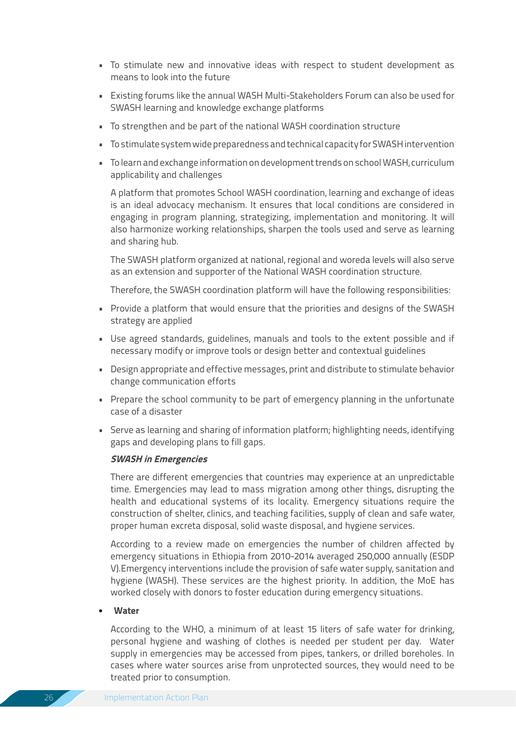- To stimulate new and innovative ideas with respect to student development as means to look into the future
- Existing forums like the annual WASH Multi-Stakeholders Forum can also be used for SWASH learning and knowledge exchange platforms
- To strengthen and be part of the national WASH coordination structure
- To stimulate system wide preparedness and technical capacity for SWASH intervention
- To learn and exchange information on development trends on school WASH, curriculum applicability and challenges

A platform that promotes School WASH coordination, learning and exchange of ideas is an ideal advocacy mechanism. It ensures that local conditions are considered in engaging in program planning, strategizing, implementation and monitoring. It will also harmonize working relationships, sharpen the tools used and serve as learning and sharing hub.

The SWASH platform organized at national, regional and woreda levels will also serve as an extension and supporter of the National WASH coordination structure.

Therefore, the SWASH coordination platform will have the following responsibilities:

- Provide a platform that would ensure that the priorities and designs of the SWASH strategy are applied
- Use agreed standards, guidelines, manuals and tools to the extent possible and if necessary modify or improve tools or design better and contextual guidelines
- Design appropriate and effective messages, print and distribute to stimulate behavior change communication efforts
- Prepare the school community to be part of emergency planning in the unfortunate case of a disaster
- Serve as learning and sharing of information platform; highlighting needs, identifying gaps and developing plans to fill gaps.

***SWASH in Emergencies***

There are different emergencies that countries may experience at an unpredictable time. Emergencies may lead to mass migration among other things, disrupting the health and educational systems of its locality. Emergency situations require the construction of shelter, clinics, and teaching facilities, supply of clean and safe water, proper human excreta disposal, solid waste disposal, and hygiene services.

According to a review made on emergencies the number of children affected by emergency situations in Ethiopia from 2010-2014 averaged 250,000 annually (ESDP V).Emergency interventions include the provision of safe water supply, sanitation and hygiene (WASH). These services are the highest priority. In addition, the MoE has worked closely with donors to foster education during emergency situations.

- **Water**

According to the WHO, a minimum of at least 15 liters of safe water for drinking, personal hygiene and washing of clothes is needed per student per day. Water supply in emergencies may be accessed from pipes, tankers, or drilled boreholes. In cases where water sources arise from unprotected sources, they would need to be treated prior to consumption.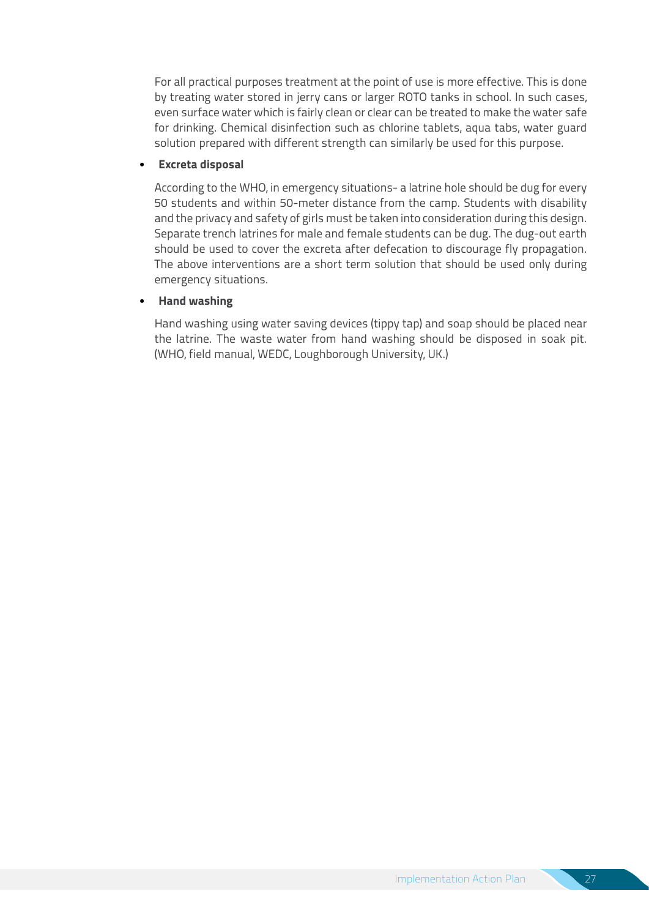For all practical purposes treatment at the point of use is more effective. This is done by treating water stored in jerry cans or larger ROTO tanks in school. In such cases, even surface water which is fairly clean or clear can be treated to make the water safe for drinking. Chemical disinfection such as chlorine tablets, aqua tabs, water guard solution prepared with different strength can similarly be used for this purpose.

- **Excreta disposal**

  According to the WHO, in emergency situations- a latrine hole should be dug for every 50 students and within 50-meter distance from the camp. Students with disability and the privacy and safety of girls must be taken into consideration during this design. Separate trench latrines for male and female students can be dug. The dug-out earth should be used to cover the excreta after defecation to discourage fly propagation. The above interventions are a short term solution that should be used only during emergency situations.

- **Hand washing**

  Hand washing using water saving devices (tippy tap) and soap should be placed near the latrine. The waste water from hand washing should be disposed in soak pit. (WHO, field manual, WEDC, Loughborough University, UK.)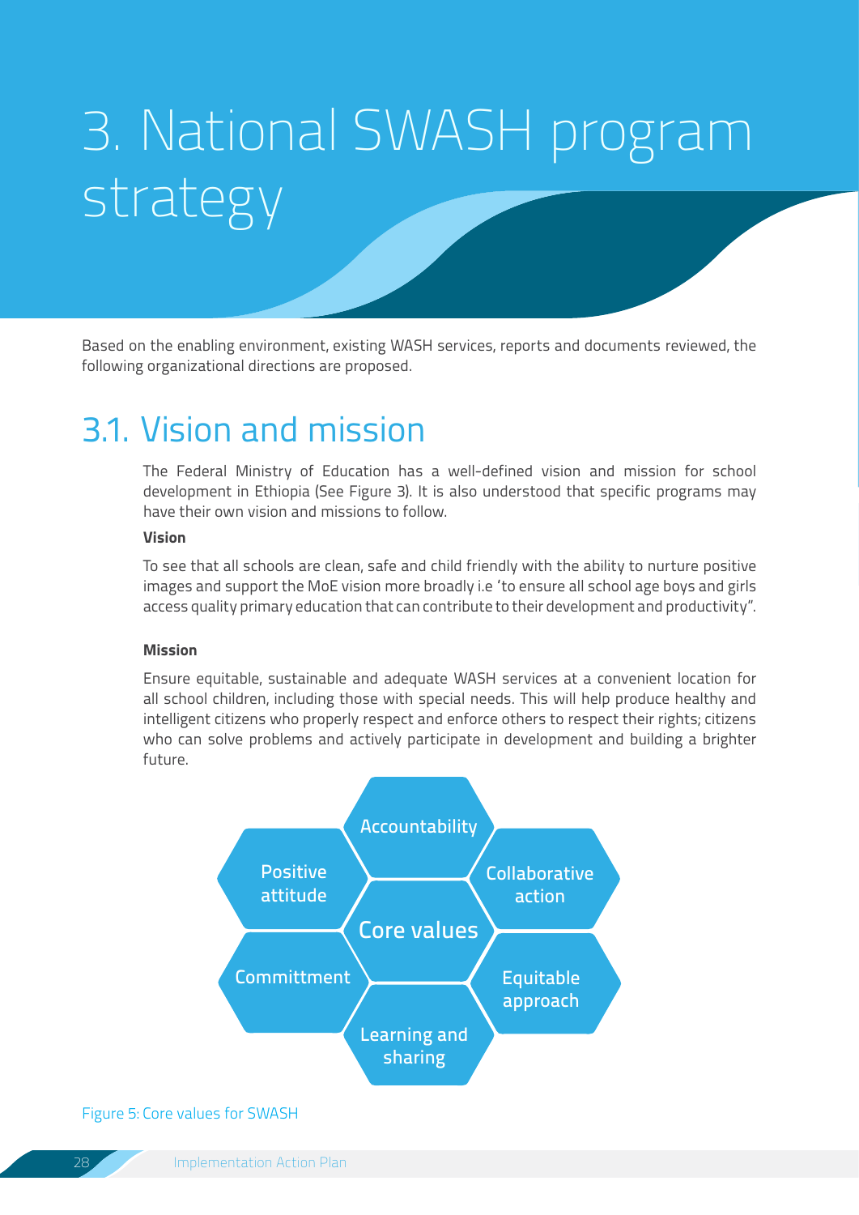# 3. National SWASH program strategy

Based on the enabling environment, existing WASH services, reports and documents reviewed, the following organizational directions are proposed.

## 3.1. Vision and mission

The Federal Ministry of Education has a well-defined vision and mission for school development in Ethiopia (See Figure 3). It is also understood that specific programs may have their own vision and missions to follow.

**Vision**

To see that all schools are clean, safe and child friendly with the ability to nurture positive images and support the MoE vision more broadly i.e 'to ensure all school age boys and girls access quality primary education that can contribute to their development and productivity".

**Mission**

Ensure equitable, sustainable and adequate WASH services at a convenient location for all school children, including those with special needs. This will help produce healthy and intelligent citizens who properly respect and enforce others to respect their rights; citizens who can solve problems and actively participate in development and building a brighter future.

Core values:
- Accountability
- Collaborative action
- Equitable approach
- Learning and sharing
- Committment
- Positive attitude

Figure 5: Core values for SWASH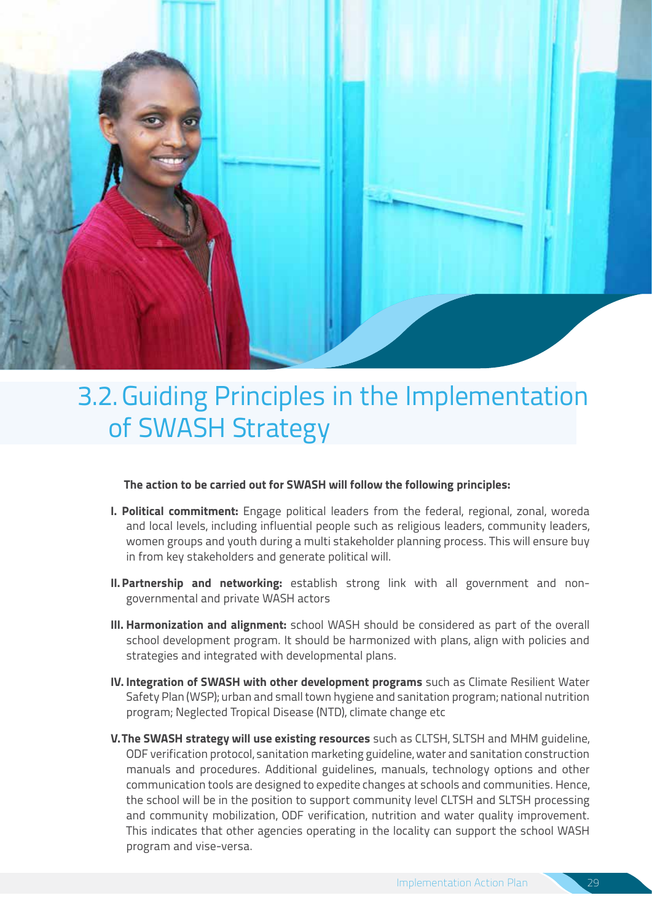# 3.2. Guiding Principles in the Implementation of SWASH Strategy

**The action to be carried out for SWASH will follow the following principles:**

I. **Political commitment:** Engage political leaders from the federal, regional, zonal, woreda and local levels, including influential people such as religious leaders, community leaders, women groups and youth during a multi stakeholder planning process. This will ensure buy in from key stakeholders and generate political will.

II. **Partnership and networking:** establish strong link with all government and non-governmental and private WASH actors

III. **Harmonization and alignment:** school WASH should be considered as part of the overall school development program. It should be harmonized with plans, align with policies and strategies and integrated with developmental plans.

IV. **Integration of SWASH with other development programs** such as Climate Resilient Water Safety Plan (WSP); urban and small town hygiene and sanitation program; national nutrition program; Neglected Tropical Disease (NTD), climate change etc

V. **The SWASH strategy will use existing resources** such as CLTSH, SLTSH and MHM guideline, ODF verification protocol, sanitation marketing guideline, water and sanitation construction manuals and procedures. Additional guidelines, manuals, technology options and other communication tools are designed to expedite changes at schools and communities. Hence, the school will be in the position to support community level CLTSH and SLTSH processing and community mobilization, ODF verification, nutrition and water quality improvement. This indicates that other agencies operating in the locality can support the school WASH program and vise-versa.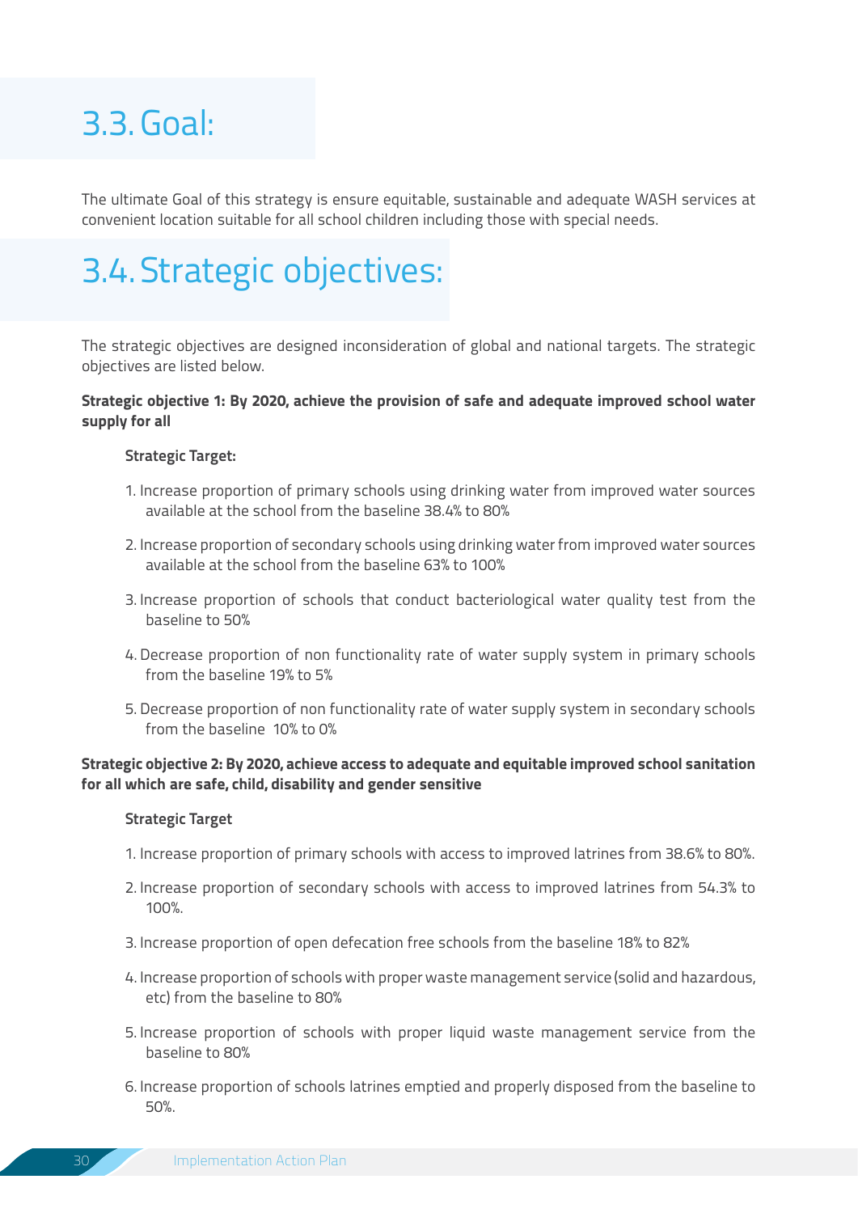## 3.3. Goal:

The ultimate Goal of this strategy is ensure equitable, sustainable and adequate WASH services at convenient location suitable for all school children including those with special needs.

## 3.4. Strategic objectives:

The strategic objectives are designed inconsideration of global and national targets. The strategic objectives are listed below.

**Strategic objective 1: By 2020, achieve the provision of safe and adequate improved school water supply for all**

**Strategic Target:**

1. Increase proportion of primary schools using drinking water from improved water sources available at the school from the baseline 38.4% to 80%
2. Increase proportion of secondary schools using drinking water from improved water sources available at the school from the baseline 63% to 100%
3. Increase proportion of schools that conduct bacteriological water quality test from the baseline to 50%
4. Decrease proportion of non functionality rate of water supply system in primary schools from the baseline 19% to 5%
5. Decrease proportion of non functionality rate of water supply system in secondary schools from the baseline 10% to 0%

**Strategic objective 2: By 2020, achieve access to adequate and equitable improved school sanitation for all which are safe, child, disability and gender sensitive**

**Strategic Target**

1. Increase proportion of primary schools with access to improved latrines from 38.6% to 80%.
2. Increase proportion of secondary schools with access to improved latrines from 54.3% to 100%.
3. Increase proportion of open defecation free schools from the baseline 18% to 82%
4. Increase proportion of schools with proper waste management service (solid and hazardous, etc) from the baseline to 80%
5. Increase proportion of schools with proper liquid waste management service from the baseline to 80%
6. Increase proportion of schools latrines emptied and properly disposed from the baseline to 50%.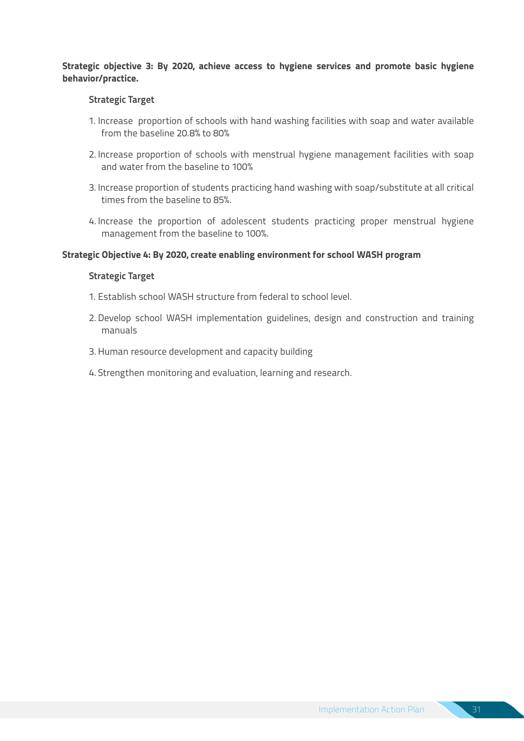**Strategic objective 3: By 2020, achieve access to hygiene services and promote basic hygiene behavior/practice.**

**Strategic Target**

1. Increase proportion of schools with hand washing facilities with soap and water available from the baseline 20.8% to 80%
2. Increase proportion of schools with menstrual hygiene management facilities with soap and water from the baseline to 100%
3. Increase proportion of students practicing hand washing with soap/substitute at all critical times from the baseline to 85%.
4. Increase the proportion of adolescent students practicing proper menstrual hygiene management from the baseline to 100%.

**Strategic Objective 4: By 2020, create enabling environment for school WASH program**

**Strategic Target**

1. Establish school WASH structure from federal to school level.
2. Develop school WASH implementation guidelines, design and construction and training manuals
3. Human resource development and capacity building
4. Strengthen monitoring and evaluation, learning and research.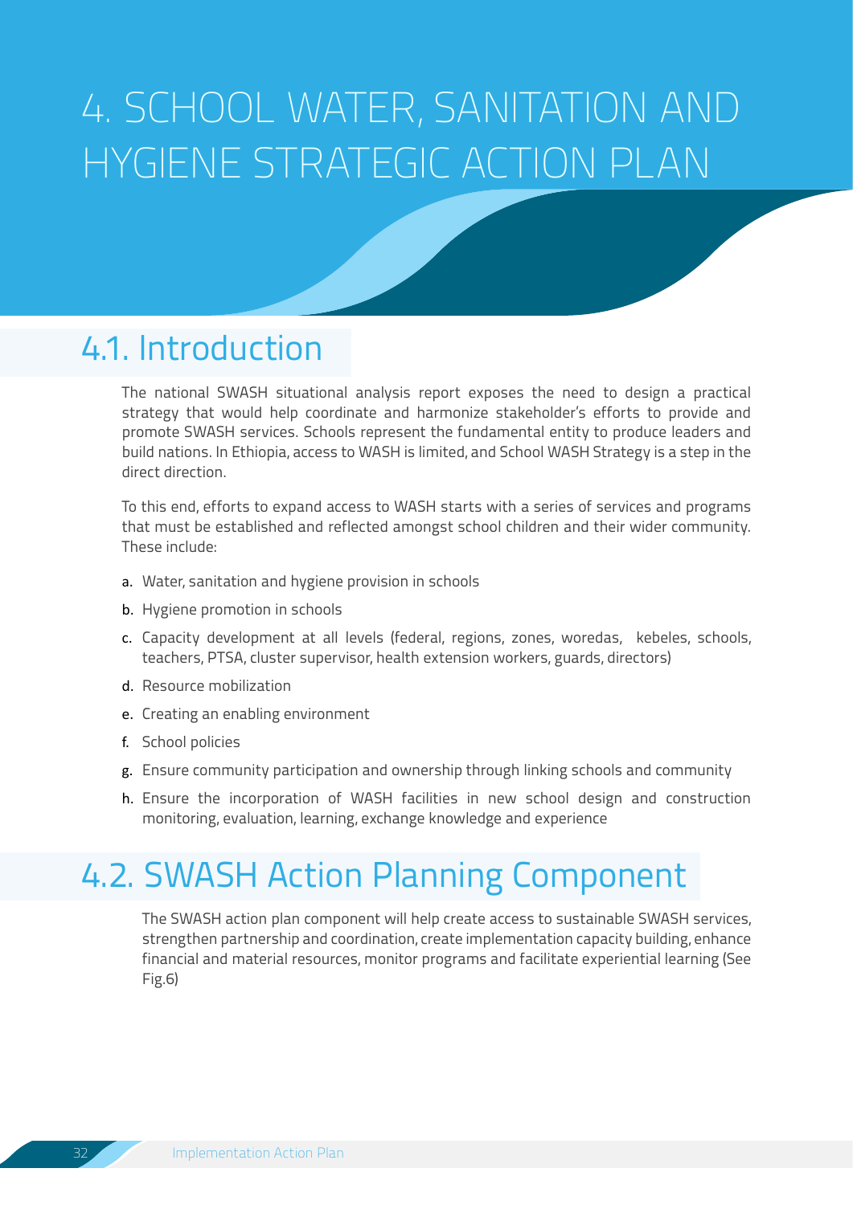# 4. SCHOOL WATER, SANITATION AND HYGIENE STRATEGIC ACTION PLAN

## 4.1. Introduction

The national SWASH situational analysis report exposes the need to design a practical strategy that would help coordinate and harmonize stakeholder's efforts to provide and promote SWASH services. Schools represent the fundamental entity to produce leaders and build nations. In Ethiopia, access to WASH is limited, and School WASH Strategy is a step in the direct direction.

To this end, efforts to expand access to WASH starts with a series of services and programs that must be established and reflected amongst school children and their wider community. These include:

a. Water, sanitation and hygiene provision in schools

b. Hygiene promotion in schools

c. Capacity development at all levels (federal, regions, zones, woredas, kebeles, schools, teachers, PTSA, cluster supervisor, health extension workers, guards, directors)

d. Resource mobilization

e. Creating an enabling environment

f. School policies

g. Ensure community participation and ownership through linking schools and community

h. Ensure the incorporation of WASH facilities in new school design and construction monitoring, evaluation, learning, exchange knowledge and experience

## 4.2. SWASH Action Planning Component

The SWASH action plan component will help create access to sustainable SWASH services, strengthen partnership and coordination, create implementation capacity building, enhance financial and material resources, monitor programs and facilitate experiential learning (See Fig.6)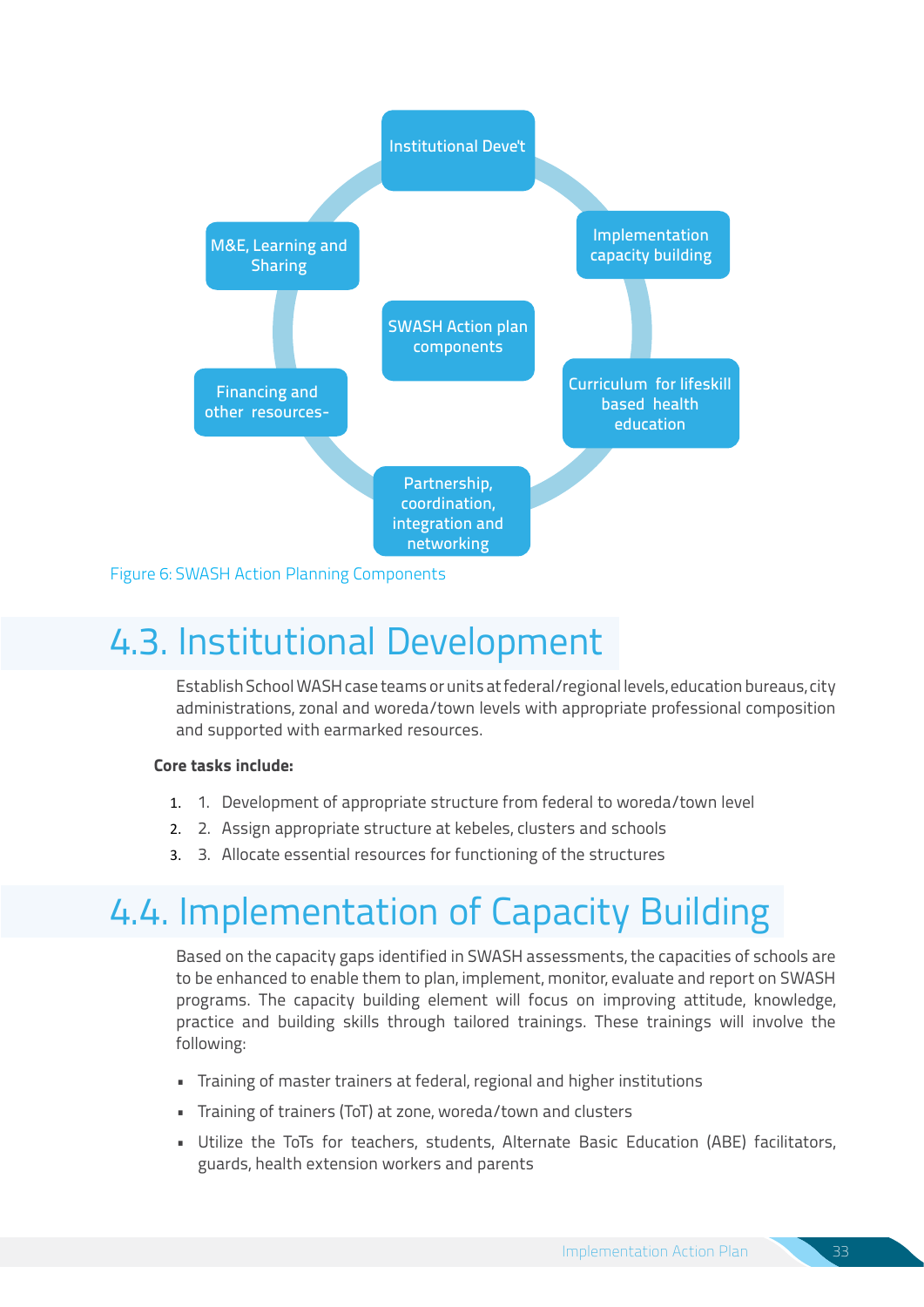Institutional Deve't

Implementation capacity building

Curriculum for lifeskill based health education

Partnership, coordination, integration and networking

Financing and other resources-

M&E, Learning and Sharing

SWASH Action plan components

Figure 6: SWASH Action Planning Components

## 4.3. Institutional Development

Establish School WASH case teams or units at federal/regional levels, education bureaus, city administrations, zonal and woreda/town levels with appropriate professional composition and supported with earmarked resources.

**Core tasks include:**

1. Development of appropriate structure from federal to woreda/town level
2. Assign appropriate structure at kebeles, clusters and schools
3. Allocate essential resources for functioning of the structures

## 4.4. Implementation of Capacity Building

Based on the capacity gaps identified in SWASH assessments, the capacities of schools are to be enhanced to enable them to plan, implement, monitor, evaluate and report on SWASH programs. The capacity building element will focus on improving attitude, knowledge, practice and building skills through tailored trainings. These trainings will involve the following:

- Training of master trainers at federal, regional and higher institutions
- Training of trainers (ToT) at zone, woreda/town and clusters
- Utilize the ToTs for teachers, students, Alternate Basic Education (ABE) facilitators, guards, health extension workers and parents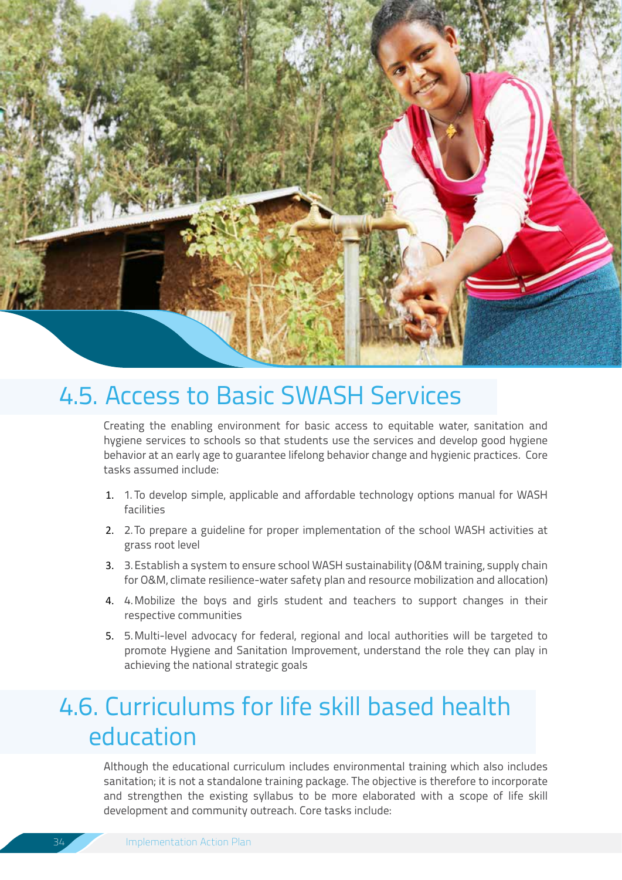## 4.5. Access to Basic SWASH Services

Creating the enabling environment for basic access to equitable water, sanitation and hygiene services to schools so that students use the services and develop good hygiene behavior at an early age to guarantee lifelong behavior change and hygienic practices. Core tasks assumed include:

1. 1. To develop simple, applicable and affordable technology options manual for WASH facilities
2. 2. To prepare a guideline for proper implementation of the school WASH activities at grass root level
3. 3. Establish a system to ensure school WASH sustainability (O&M training, supply chain for O&M, climate resilience-water safety plan and resource mobilization and allocation)
4. 4. Mobilize the boys and girls student and teachers to support changes in their respective communities
5. 5. Multi-level advocacy for federal, regional and local authorities will be targeted to promote Hygiene and Sanitation Improvement, understand the role they can play in achieving the national strategic goals

## 4.6. Curriculums for life skill based health education

Although the educational curriculum includes environmental training which also includes sanitation; it is not a standalone training package. The objective is therefore to incorporate and strengthen the existing syllabus to be more elaborated with a scope of life skill development and community outreach. Core tasks include: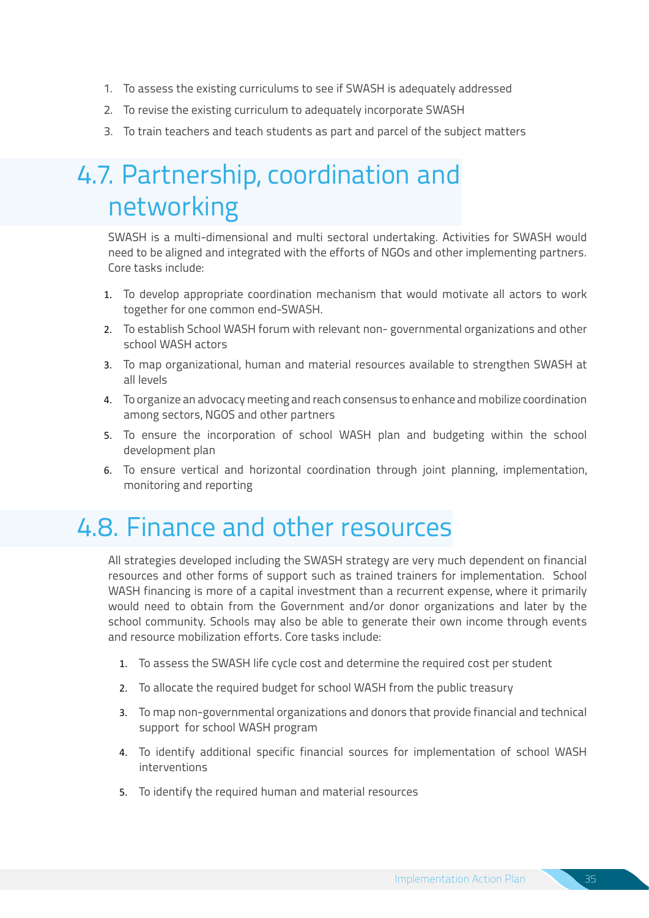1. To assess the existing curriculums to see if SWASH is adequately addressed
2. To revise the existing curriculum to adequately incorporate SWASH
3. To train teachers and teach students as part and parcel of the subject matters

## 4.7. Partnership, coordination and networking

SWASH is a multi-dimensional and multi sectoral undertaking. Activities for SWASH would need to be aligned and integrated with the efforts of NGOs and other implementing partners. Core tasks include:

1. To develop appropriate coordination mechanism that would motivate all actors to work together for one common end-SWASH.
2. To establish School WASH forum with relevant non- governmental organizations and other school WASH actors
3. To map organizational, human and material resources available to strengthen SWASH at all levels
4. To organize an advocacy meeting and reach consensus to enhance and mobilize coordination among sectors, NGOS and other partners
5. To ensure the incorporation of school WASH plan and budgeting within the school development plan
6. To ensure vertical and horizontal coordination through joint planning, implementation, monitoring and reporting

## 4.8. Finance and other resources

All strategies developed including the SWASH strategy are very much dependent on financial resources and other forms of support such as trained trainers for implementation. School WASH financing is more of a capital investment than a recurrent expense, where it primarily would need to obtain from the Government and/or donor organizations and later by the school community. Schools may also be able to generate their own income through events and resource mobilization efforts. Core tasks include:

1. To assess the SWASH life cycle cost and determine the required cost per student
2. To allocate the required budget for school WASH from the public treasury
3. To map non-governmental organizations and donors that provide financial and technical support for school WASH program
4. To identify additional specific financial sources for implementation of school WASH interventions
5. To identify the required human and material resources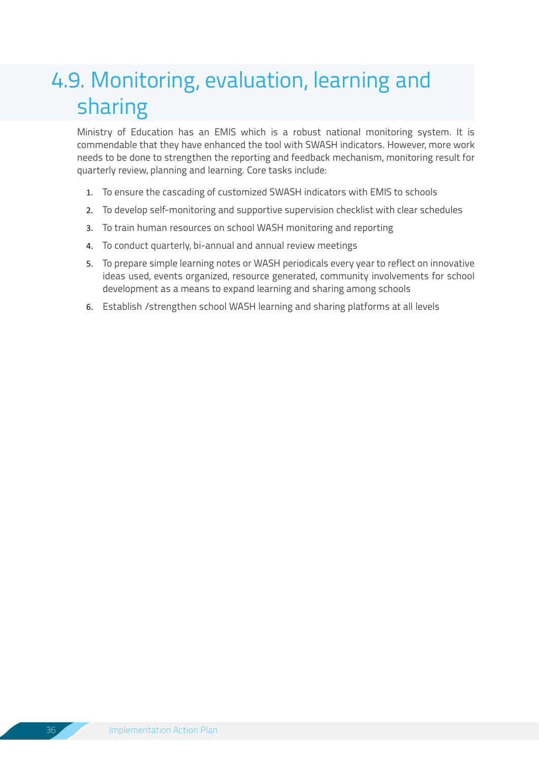## 4.9. Monitoring, evaluation, learning and sharing

Ministry of Education has an EMIS which is a robust national monitoring system. It is commendable that they have enhanced the tool with SWASH indicators. However, more work needs to be done to strengthen the reporting and feedback mechanism, monitoring result for quarterly review, planning and learning. Core tasks include:

1. To ensure the cascading of customized SWASH indicators with EMIS to schools
2. To develop self-monitoring and supportive supervision checklist with clear schedules
3. To train human resources on school WASH monitoring and reporting
4. To conduct quarterly, bi-annual and annual review meetings
5. To prepare simple learning notes or WASH periodicals every year to reflect on innovative ideas used, events organized, resource generated, community involvements for school development as a means to expand learning and sharing among schools
6. Establish /strengthen school WASH learning and sharing platforms at all levels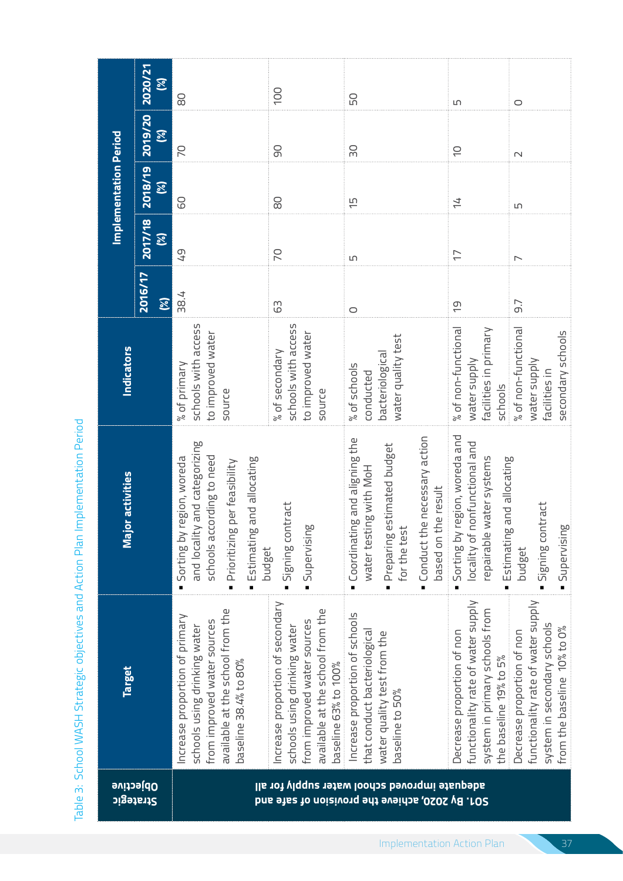Table 3: School WASH Strategic objectives and Action Plan Implementation Period

| Strategic Objective | Target | Major activities | Indicators | Implementation Period | | | | |
|---|---|---|---|---|---|---|---|---|
| | | | | 2016/17 (%) | 2017/18 (%) | 2018/19 (%) | 2019/20 (%) | 2020/21 (%) |
| SO1. By 2020, achieve the provision of safe and adequate improved school water supply for all | Increase proportion of primary schools using drinking water from improved water sources available at the school from the baseline 38.4% to 80% | ▪ Sorting by region, woreda and locality and categorizing schools according to need<br>▪ Prioritizing per feasibility<br>▪ Estimating and allocating budget<br>▪ Signing contract<br>▪ Supervising | % of primary schools with access to improved water source | 38.4 | 49 | 60 | 70 | 80 |
| | Increase proportion of secondary schools using drinking water from improved water sources available at the school from the baseline 63% to 100% | | % of secondary schools with access to improved water source | 63 | 70 | 80 | 90 | 100 |
| | Increase proportion of schools that conduct bacteriological water quality test from the baseline to 50% | ▪ Coordinating and aligning the water testing with MoH<br>▪ Preparing estimated budget for the test<br>▪ Conduct the necessary action based on the result | % of schools conducted bacteriological water quality test | 0 | 5 | 15 | 30 | 50 |
| | Decrease proportion of non functionality rate of water supply system in primary schools from the baseline 19% to 5% | ▪ Sorting by region, woreda and locality of nonfunctional and repairable water systems<br>▪ Estimating and allocating budget<br>▪ Signing contract<br>▪ Supervising | % of non-functional water supply facilities in primary schools | 19 | 17 | 14 | 10 | 5 |
| | Decrease proportion of non functionality rate of water supply system in secondary schools from the baseline 10% to 0% | | % of non-functional water supply facilities in secondary schools | 9.7 | 7 | 5 | 2 | 0 |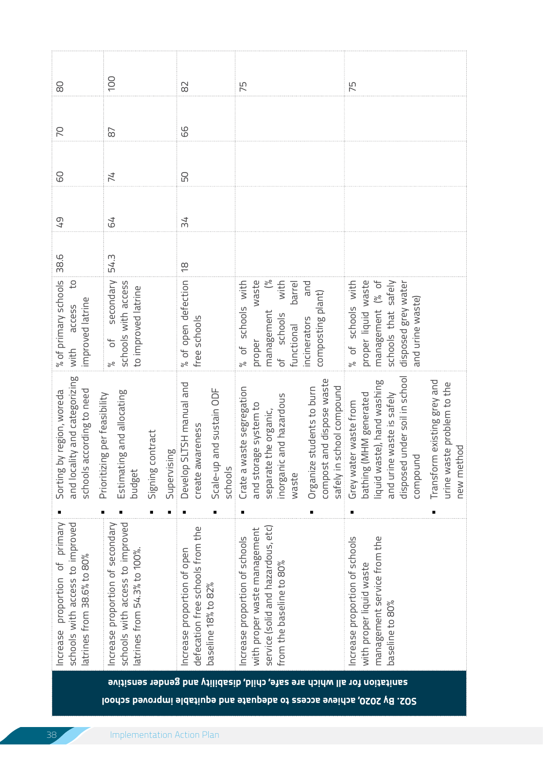**SO2. By 2020, achieve access to adequate and equitable improved school sanitation for all which are safe, child, disability and gender sensitive**

| Target | Activities | Indicator | Baseline | | | | |
|---|---|---|---|---|---|---|---|
| Increase proportion of primary schools with access to improved latrines from 38.6% to 80% | ▪ Sorting by region, woreda and locality and categorizing schools according to need | % of primary schools with access to improved latrine | 38.6 | 49 | 60 | 70 | 80 |
| Increase proportion of secondary schools with access to improved latrines from 54.3% to 100%. | ▪ Prioritizing per feasibility<br>▪ Estimating and allocating budget<br>▪ Signing contract<br>▪ Supervising | % of secondary schools with access to improved latrine | 54.3 | 64 | 74 | 87 | 100 |
| Increase proportion of open defecation free schools from the baseline 18% to 82% | ▪ Develop SLTSH manual and create awareness<br>▪ Scale-up and sustain ODF schools | % of open defection free schools | 18 | 34 | 50 | 66 | 82 |
| Increase proportion of schools with proper waste management service (solid and hazardous, etc) from the baseline to 80% | ▪ Crate a waste segregation and storage system to separate the organic, inorganic and hazardous waste<br>▪ Organize students to burn compost and dispose waste safely in school compound | % of schools with proper waste management (% of schools with functional barrel incinerators and composting plant) | | | | | 75 |
| Increase proportion of schools with proper liquid waste management service from the baseline to 80% | ▪ Grey water waste from bathing (MHM generated liquid waste), hand washing and urine waste is safely disposed under soil in school compound<br>▪ Transform existing grey and urine waste problem to the new method | % of schools with proper liquid waste management (% of schools that safely disposed grey water and urine waste) | | | | | 75 |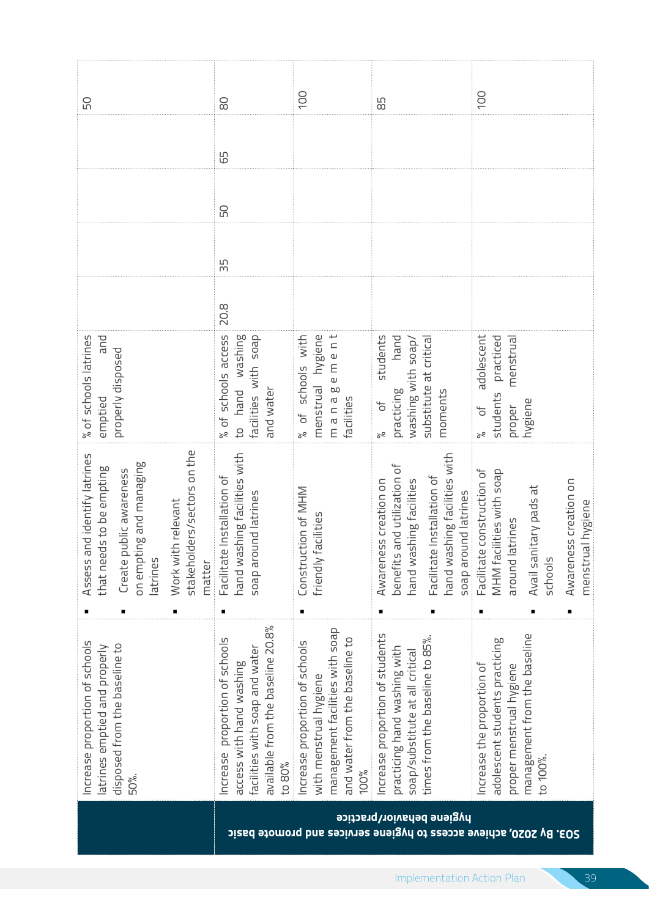| | | | | | | | | |
|---|---|---|---|---|---|---|---|---|
| SO3. By 2020, achieve access to hygiene services and promote basic hygiene behavior/practice | Increase proportion of schools latrines emptied and properly disposed from the baseline to 50%. | ▪ Assess and identify latrines that needs to be emptying<br>▪ Create public awareness on emptying and managing latrines<br>▪ Work with relevant stakeholders/sectors on the matter | % of schools latrines emptied and properly disposed | | | | | 50 |
| | Increase proportion of schools access with hand washing facilities with soap and water available from the baseline 20.8% to 80% | ▪ Facilitate Installation of hand washing facilities with soap around latrines | % of schools access to hand washing facilities with soap and water | 20.8 | 35 | 50 | 65 | 80 |
| | Increase proportion of schools with menstrual hygiene management facilities with soap and water from the baseline to 100% | ▪ Construction of MHM friendly facilities | % of schools with menstrual hygiene management facilities | | | | | 100 |
| | Increase proportion of students practicing hand washing with soap/substitute at all critical times from the baseline to 85%. | ▪ Awareness creation on benefits and utilization of hand washing facilities<br>▪ Facilitate Installation of hand washing facilities with soap around latrines | % of students practicing hand washing with soap/ substitute at critical moments | | | | | 85 |
| | Increase the proportion of adolescent students practicing proper menstrual hygiene management from the baseline to 100%. | ▪ Facilitate construction of MHM facilities with soap around latrines<br>▪ Avail sanitary pads at schools<br>▪ Awareness creation on menstrual hygiene | % of adolescent students practiced proper menstrual hygiene | | | | | 100 |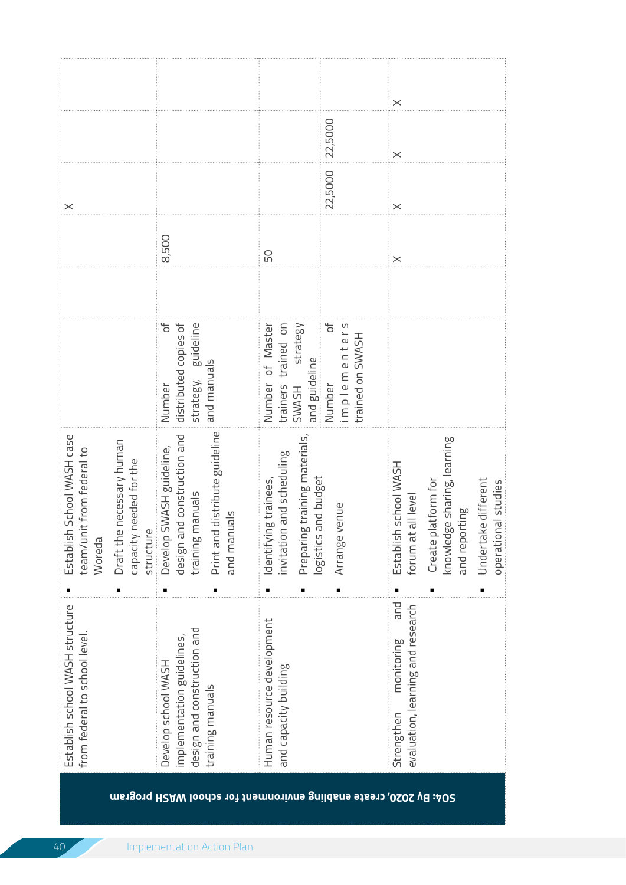| | | | | | | | | |
|---|---|---|---|---|---|---|---|---|
| **SO4: By 2020, create enabling environment for school WASH program** | Establish school WASH structure from federal to school level. | ▪ Establish School WASH case team/unit from federal to Woreda<br>▪ Draft the necessary human capacity needed for the structure | | | | X | | |
| | Develop school WASH implementation guidelines, design and construction and training manuals | ▪ Develop SWASH guideline, design and construction and training manuals<br>▪ Print and distribute guideline and manuals | Number of distributed copies of strategy, guideline and manuals | | 8,500 | | | |
| | Human resource development and capacity building | ▪ Identifying trainees, invitation and scheduling<br>▪ Preparing training materials, logistics and budget<br>▪ Arrange venue | Number of Master trainers trained on SWASH strategy and guideline | | 50 | | | |
| | | | Number of implementers trained on SWASH | | | 22,5000 | 22,5000 | |
| | Strengthen monitoring and evaluation, learning and research | ▪ Establish school WASH forum at all level<br>▪ Create platform for knowledge sharing, learning and reporting<br>▪ Undertake different operational studies | | | X | X | X | X |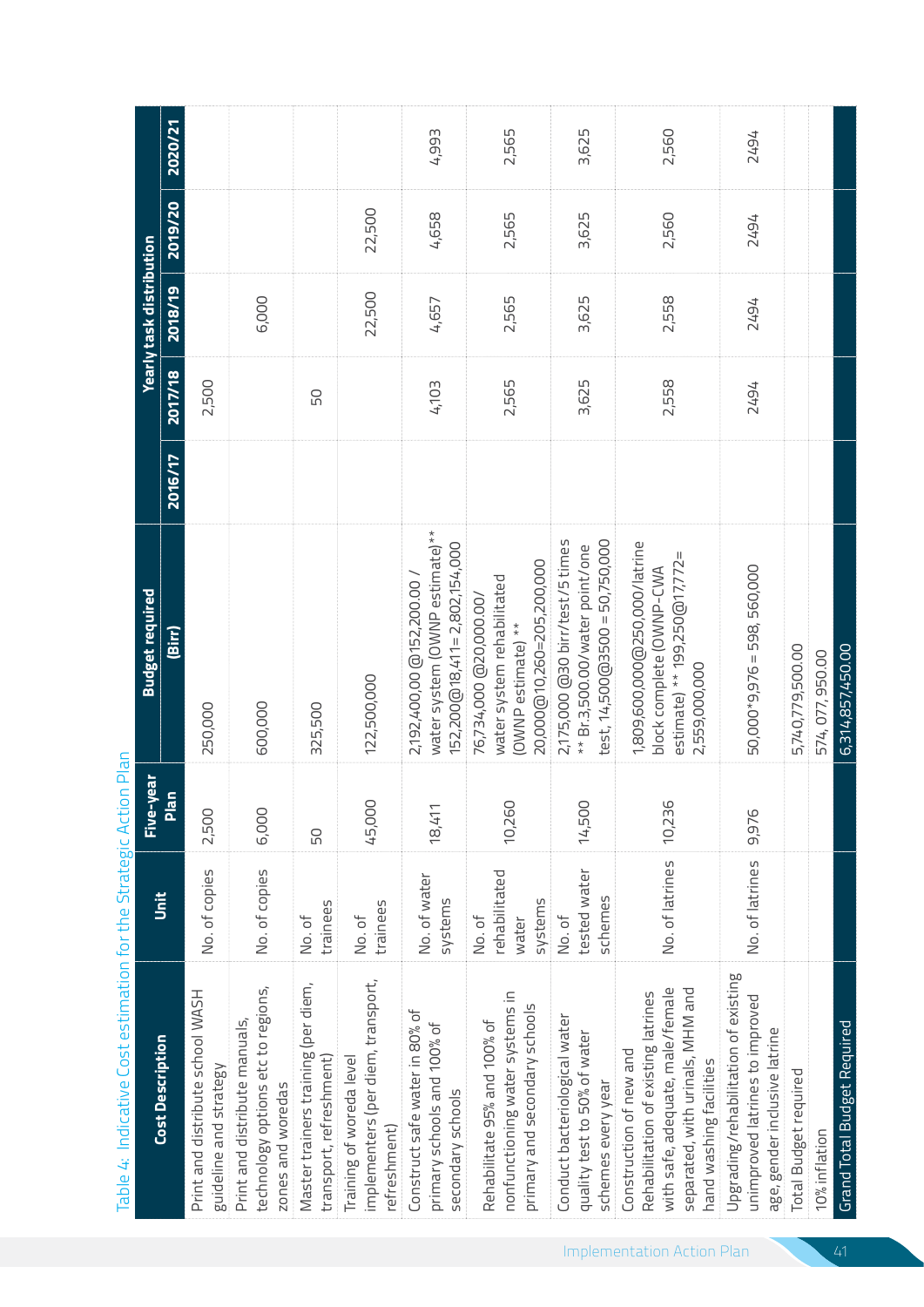Table 4: Indicative Cost estimation for the Strategic Action Plan

| Cost Description | Unit | Five-year Plan | Budget required (Birr) | Yearly task distribution | | | | |
|---|---|---|---|---|---|---|---|---|
| | | | | 2016/17 | 2017/18 | 2018/19 | 2019/20 | 2020/21 |
| Print and distribute school WASH guideline and strategy | No. of copies | 2,500 | 250,000 | | 2,500 | | | |
| Print and distribute manuals, technology options etc to regions, zones and woredas | No. of copies | 6,000 | 600,000 | | | 6,000 | | |
| Master trainers training (per diem, transport, refreshment) | No. of trainees | 50 | 325,500 | | 50 | | | |
| Training of woreda level implementers (per diem, transport, refreshment) | No. of trainees | 45,000 | 122,500,000 | | | 22,500 | 22,500 | |
| Construct safe water in 80% of primary schools and 100% of secondary schools | No. of water systems | 18,411 | 2,192,400,00 @152,200.00 / water system (OWNP estimate)** 152,200@18,411= 2,802,154,000 | | 4,103 | 4,657 | 4,658 | 4,993 |
| Rehabilitate 95% and 100% of nonfunctioning water systems in primary and secondary schools | No. of rehabilitated water systems | 10,260 | 76,734,000 @20,000.00/ water system rehabilitated (OWNP estimate) ** 20,000@10,260=205,200,000 | | 2,565 | 2,565 | 2,565 | 2,565 |
| Conduct bacteriological water quality test to 50% of water schemes every year | No. of tested water schemes | 14,500 | 2,175,000 @30 birr/test/5 times ** Br.3,500.00/water point/one test, 14,500@3500 = 50,750,000 | | 3,625 | 3,625 | 3,625 | 3,625 |
| Construction of new and Rehabilitation of existing latrines with safe, adequate, male/female separated, with urinals, MHM and hand washing facilities | No. of latrines | 10,236 | 1,809,600,000@250,000/latrine block complete (OWNP-CWA estimate) ** 199,250@17772= 2,559,000,000 | | 2,558 | 2,558 | 2,560 | 2,560 |
| Upgrading/rehabilitation of existing unimproved latrines to improved age, gender inclusive latrine | No. of latrines | 9,976 | 50,000*9,976 = 598, 560,000 | | 2494 | 2494 | 2494 | 2494 |
| Total Budget required | | | 5,740,779,500.00 | | | | | |
| 10% inflation | | | 574, 077, 950.00 | | | | | |
| Grand Total Budget Required | | | 6,314,857,450.00 | | | | | |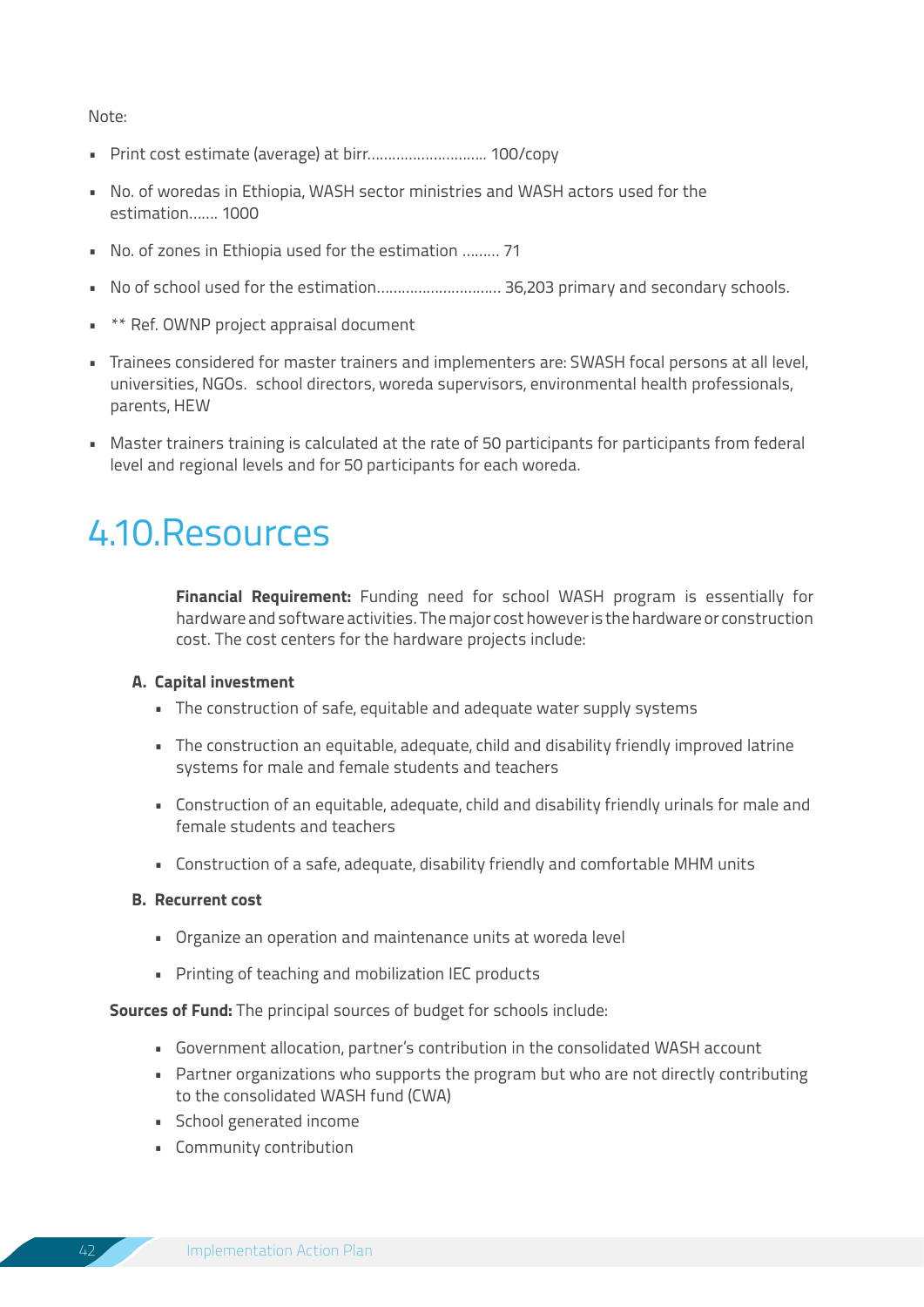Note:

- Print cost estimate (average) at birr............................. 100/copy
- No. of woredas in Ethiopia, WASH sector ministries and WASH actors used for the estimation....... 1000
- No. of zones in Ethiopia used for the estimation ......... 71
- No of school used for the estimation.............................. 36,203 primary and secondary schools.
- ** Ref. OWNP project appraisal document
- Trainees considered for master trainers and implementers are: SWASH focal persons at all level, universities, NGOs. school directors, woreda supervisors, environmental health professionals, parents, HEW
- Master trainers training is calculated at the rate of 50 participants for participants from federal level and regional levels and for 50 participants for each woreda.

# 4.10.Resources

**Financial Requirement:** Funding need for school WASH program is essentially for hardware and software activities. The major cost however is the hardware or construction cost. The cost centers for the hardware projects include:

**A. Capital investment**

- The construction of safe, equitable and adequate water supply systems
- The construction an equitable, adequate, child and disability friendly improved latrine systems for male and female students and teachers
- Construction of an equitable, adequate, child and disability friendly urinals for male and female students and teachers
- Construction of a safe, adequate, disability friendly and comfortable MHM units

**B. Recurrent cost**

- Organize an operation and maintenance units at woreda level
- Printing of teaching and mobilization IEC products

**Sources of Fund:** The principal sources of budget for schools include:

- Government allocation, partner's contribution in the consolidated WASH account
- Partner organizations who supports the program but who are not directly contributing to the consolidated WASH fund (CWA)
- School generated income
- Community contribution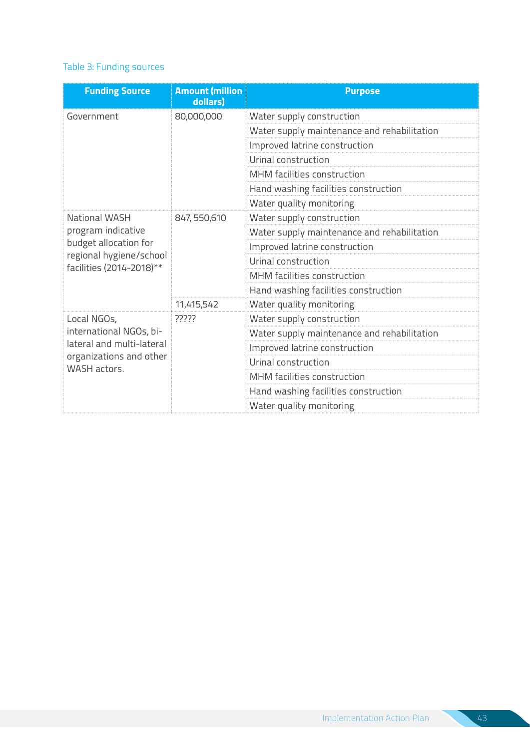Table 3: Funding sources

| Funding Source | Amount (million dollars) | Purpose |
|---|---|---|
| Government | 80,000,000 | Water supply construction |
| | | Water supply maintenance and rehabilitation |
| | | Improved latrine construction |
| | | Urinal construction |
| | | MHM facilities construction |
| | | Hand washing facilities construction |
| | | Water quality monitoring |
| National WASH program indicative budget allocation for regional hygiene/school facilities (2014-2018)** | 847, 550,610 | Water supply construction |
| | | Water supply maintenance and rehabilitation |
| | | Improved latrine construction |
| | | Urinal construction |
| | | MHM facilities construction |
| | | Hand washing facilities construction |
| | 11,415,542 | Water quality monitoring |
| Local NGOs, international NGOs, bi-lateral and multi-lateral organizations and other WASH actors. | ????? | Water supply construction |
| | | Water supply maintenance and rehabilitation |
| | | Improved latrine construction |
| | | Urinal construction |
| | | MHM facilities construction |
| | | Hand washing facilities construction |
| | | Water quality monitoring |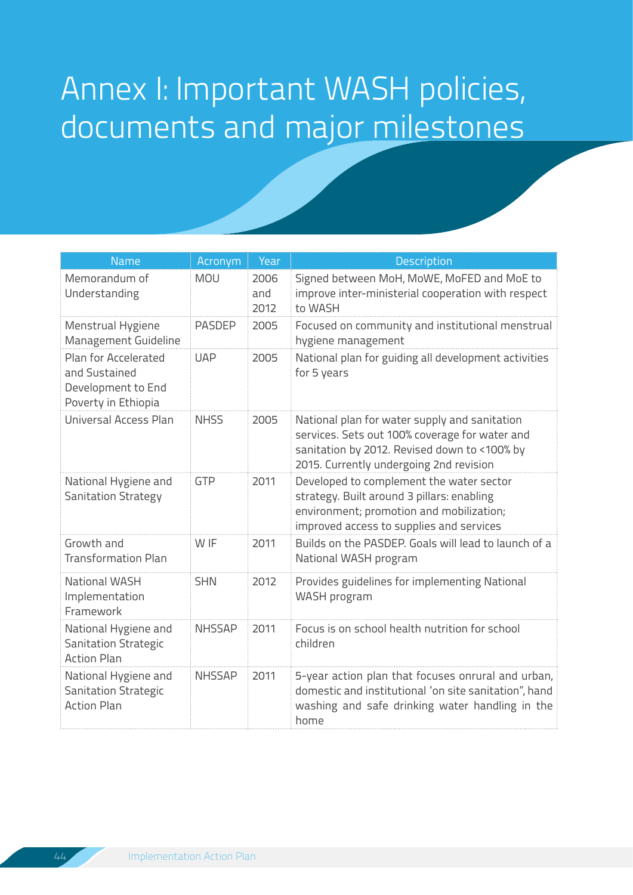# Annex I: Important WASH policies, documents and major milestones

| Name | Acronym | Year | Description |
|---|---|---|---|
| Memorandum of Understanding | MOU | 2006 and 2012 | Signed between MoH, MoWE, MoFED and MoE to improve inter-ministerial cooperation with respect to WASH |
| Menstrual Hygiene Management Guideline | PASDEP | 2005 | Focused on community and institutional menstrual hygiene management |
| Plan for Accelerated and Sustained Development to End Poverty in Ethiopia | UAP | 2005 | National plan for guiding all development activities for 5 years |
| Universal Access Plan | NHSS | 2005 | National plan for water supply and sanitation services. Sets out 100% coverage for water and sanitation by 2012. Revised down to <100% by 2015. Currently undergoing 2nd revision |
| National Hygiene and Sanitation Strategy | GTP | 2011 | Developed to complement the water sector strategy. Built around 3 pillars: enabling environment; promotion and mobilization; improved access to supplies and services |
| Growth and Transformation Plan | W IF | 2011 | Builds on the PASDEP. Goals will lead to launch of a National WASH program |
| National WASH Implementation Framework | SHN | 2012 | Provides guidelines for implementing National WASH program |
| National Hygiene and Sanitation Strategic Action Plan | NHSSAP | 2011 | Focus is on school health nutrition for school children |
| National Hygiene and Sanitation Strategic Action Plan | NHSSAP | 2011 | 5-year action plan that focuses onrural and urban, domestic and institutional 'on site sanitation", hand washing and safe drinking water handling in the home |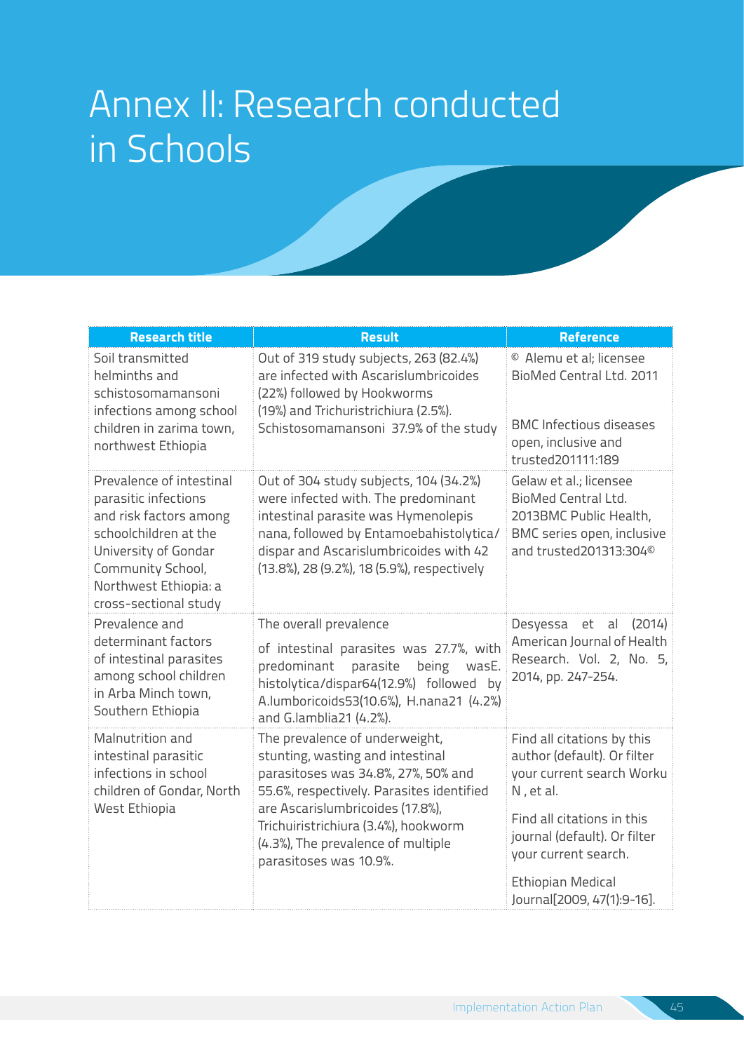# Annex II: Research conducted in Schools

| Research title | Result | Reference |
|---|---|---|
| Soil transmitted helminths and schistosomamansoni infections among school children in zarima town, northwest Ethiopia | Out of 319 study subjects, 263 (82.4%) are infected with Ascarislumbricoides (22%) followed by Hookworms (19%) and Trichuristrichiura (2.5%). Schistosomamansoni 37.9% of the study | © Alemu et al; licensee BioMed Central Ltd. 2011<br><br>BMC Infectious diseases open, inclusive and trusted201111:189 |
| Prevalence of intestinal parasitic infections and risk factors among schoolchildren at the University of Gondar Community School, Northwest Ethiopia: a cross-sectional study | Out of 304 study subjects, 104 (34.2%) were infected with. The predominant intestinal parasite was Hymenolepis nana, followed by Entamoebahistolytica/dispar and Ascarislumbricoides with 42 (13.8%), 28 (9.2%), 18 (5.9%), respectively | Gelaw et al.; licensee BioMed Central Ltd. 2013BMC Public Health, BMC series open, inclusive and trusted201313:304© |
| Prevalence and determinant factors of intestinal parasites among school children in Arba Minch town, Southern Ethiopia | The overall prevalence<br><br>of intestinal parasites was 27.7%, with predominant parasite being wasE. histolytica/dispar64(12.9%) followed by A.lumboricoids53(10.6%), H.nana21 (4.2%) and G.lamblia21 (4.2%). | Desyessa et al (2014) American Journal of Health Research. Vol. 2, No. 5, 2014, pp. 247-254. |
| Malnutrition and intestinal parasitic infections in school children of Gondar, North West Ethiopia | The prevalence of underweight, stunting, wasting and intestinal parasitoses was 34.8%, 27%, 50% and 55.6%, respectively. Parasites identified are Ascarislumbricoides (17.8%), Trichuiristrichiura (3.4%), hookworm (4.3%), The prevalence of multiple parasitoses was 10.9%. | Find all citations by this author (default). Or filter your current search Worku N , et al.<br><br>Find all citations in this journal (default). Or filter your current search.<br><br>Ethiopian Medical Journal[2009, 47(1):9-16]. |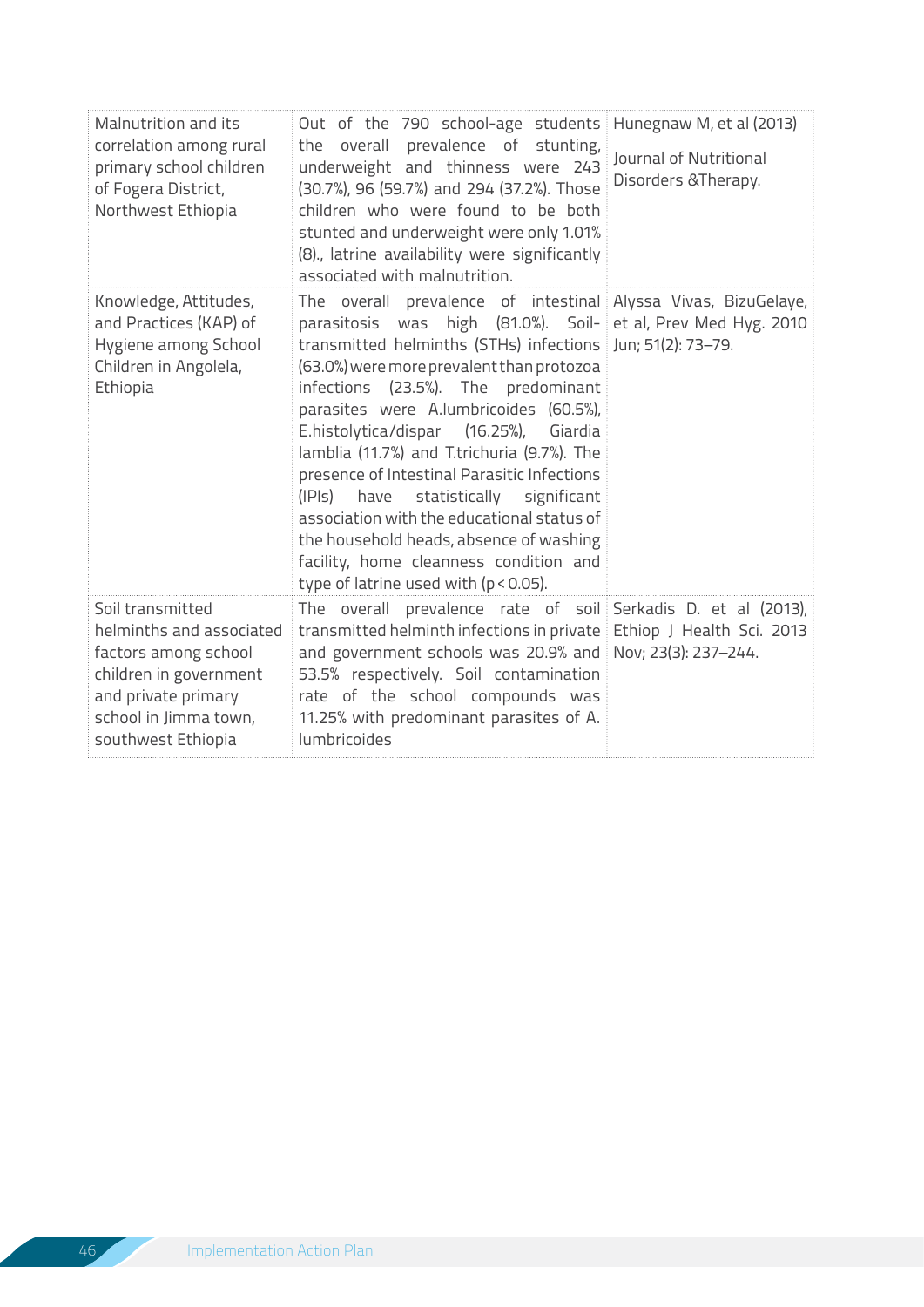| | | |
|---|---|---|
| Malnutrition and its correlation among rural primary school children of Fogera District, Northwest Ethiopia | Out of the 790 school-age students the overall prevalence of stunting, underweight and thinness were 243 (30.7%), 96 (59.7%) and 294 (37.2%). Those children who were found to be both stunted and underweight were only 1.01% (8)., latrine availability were significantly associated with malnutrition. | Hunegnaw M, et al (2013) Journal of Nutritional Disorders &Therapy. |
| Knowledge, Attitudes, and Practices (KAP) of Hygiene among School Children in Angolela, Ethiopia | The overall prevalence of intestinal parasitosis was high (81.0%). Soil-transmitted helminths (STHs) infections (63.0%) were more prevalent than protozoa infections (23.5%). The predominant parasites were A.lumbricoides (60.5%), E.histolytica/dispar (16.25%), Giardia lamblia (11.7%) and T.trichuria (9.7%). The presence of Intestinal Parasitic Infections (IPIs) have statistically significant association with the educational status of the household heads, absence of washing facility, home cleanness condition and type of latrine used with ($p < 0.05$). | Alyssa Vivas, BizuGelaye, et al, Prev Med Hyg. 2010 Jun; 51(2): 73–79. |
| Soil transmitted helminths and associated factors among school children in government and private primary school in Jimma town, southwest Ethiopia | The overall prevalence rate of soil transmitted helminth infections in private and government schools was 20.9% and 53.5% respectively. Soil contamination rate of the school compounds was 11.25% with predominant parasites of A. lumbricoides | Serkadis D. et al (2013), Ethiop J Health Sci. 2013 Nov; 23(3): 237–244. |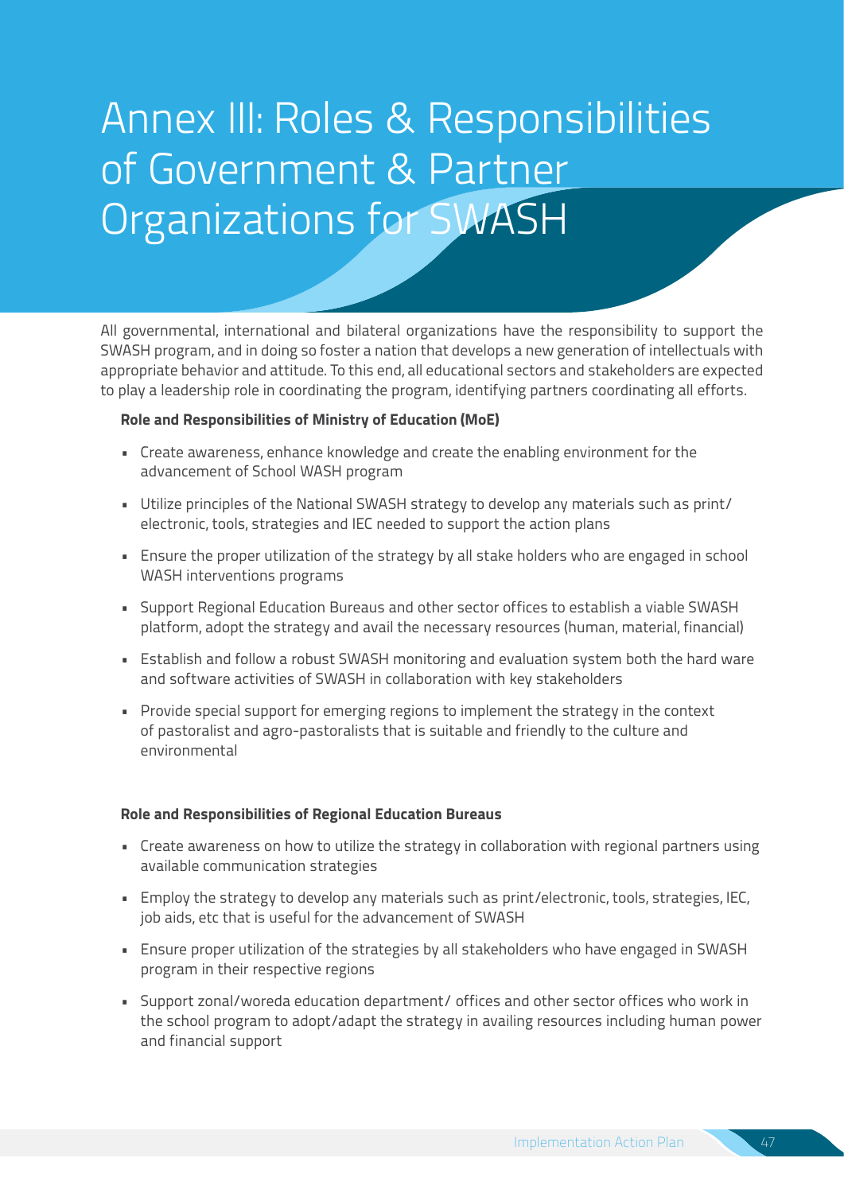# Annex III: Roles & Responsibilities of Government & Partner Organizations for SWASH

All governmental, international and bilateral organizations have the responsibility to support the SWASH program, and in doing so foster a nation that develops a new generation of intellectuals with appropriate behavior and attitude. To this end, all educational sectors and stakeholders are expected to play a leadership role in coordinating the program, identifying partners coordinating all efforts.

**Role and Responsibilities of Ministry of Education (MoE)**

- Create awareness, enhance knowledge and create the enabling environment for the advancement of School WASH program
- Utilize principles of the National SWASH strategy to develop any materials such as print/ electronic, tools, strategies and IEC needed to support the action plans
- Ensure the proper utilization of the strategy by all stake holders who are engaged in school WASH interventions programs
- Support Regional Education Bureaus and other sector offices to establish a viable SWASH platform, adopt the strategy and avail the necessary resources (human, material, financial)
- Establish and follow a robust SWASH monitoring and evaluation system both the hard ware and software activities of SWASH in collaboration with key stakeholders
- Provide special support for emerging regions to implement the strategy in the context of pastoralist and agro-pastoralists that is suitable and friendly to the culture and environmental

**Role and Responsibilities of Regional Education Bureaus**

- Create awareness on how to utilize the strategy in collaboration with regional partners using available communication strategies
- Employ the strategy to develop any materials such as print/electronic, tools, strategies, IEC, job aids, etc that is useful for the advancement of SWASH
- Ensure proper utilization of the strategies by all stakeholders who have engaged in SWASH program in their respective regions
- Support zonal/woreda education department/ offices and other sector offices who work in the school program to adopt/adapt the strategy in availing resources including human power and financial support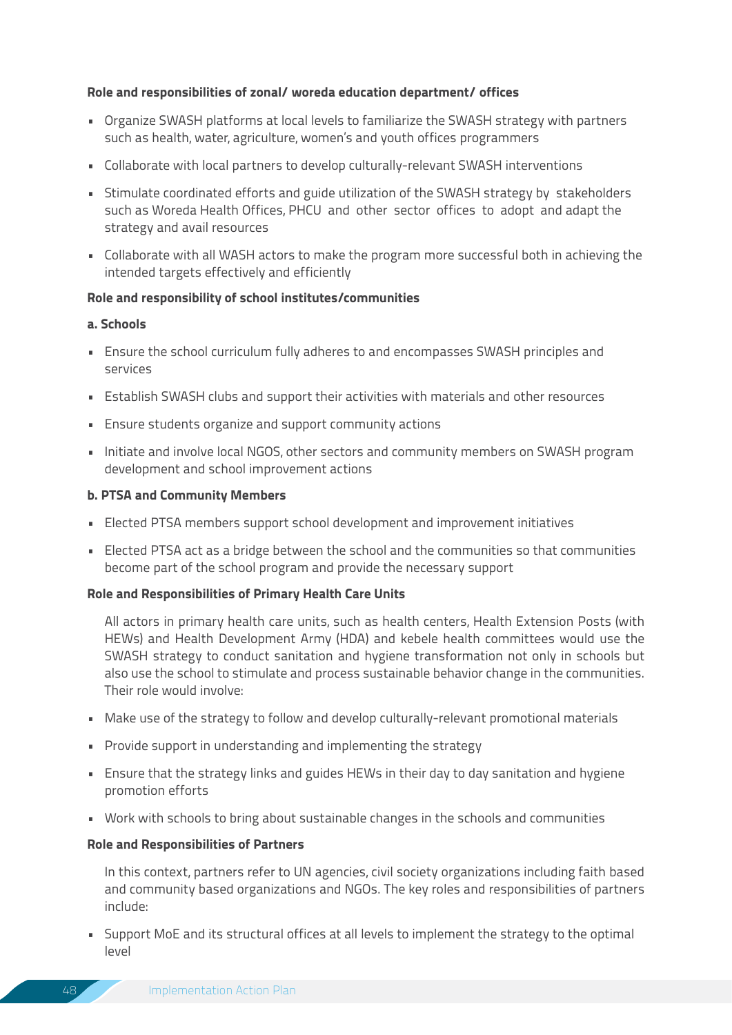**Role and responsibilities of zonal/ woreda education department/ offices**

- Organize SWASH platforms at local levels to familiarize the SWASH strategy with partners such as health, water, agriculture, women's and youth offices programmers
- Collaborate with local partners to develop culturally-relevant SWASH interventions
- Stimulate coordinated efforts and guide utilization of the SWASH strategy by stakeholders such as Woreda Health Offices, PHCU and other sector offices to adopt and adapt the strategy and avail resources
- Collaborate with all WASH actors to make the program more successful both in achieving the intended targets effectively and efficiently

**Role and responsibility of school institutes/communities**

**a. Schools**

- Ensure the school curriculum fully adheres to and encompasses SWASH principles and services
- Establish SWASH clubs and support their activities with materials and other resources
- Ensure students organize and support community actions
- Initiate and involve local NGOS, other sectors and community members on SWASH program development and school improvement actions

**b. PTSA and Community Members**

- Elected PTSA members support school development and improvement initiatives
- Elected PTSA act as a bridge between the school and the communities so that communities become part of the school program and provide the necessary support

**Role and Responsibilities of Primary Health Care Units**

All actors in primary health care units, such as health centers, Health Extension Posts (with HEWs) and Health Development Army (HDA) and kebele health committees would use the SWASH strategy to conduct sanitation and hygiene transformation not only in schools but also use the school to stimulate and process sustainable behavior change in the communities. Their role would involve:

- Make use of the strategy to follow and develop culturally-relevant promotional materials
- Provide support in understanding and implementing the strategy
- Ensure that the strategy links and guides HEWs in their day to day sanitation and hygiene promotion efforts
- Work with schools to bring about sustainable changes in the schools and communities

**Role and Responsibilities of Partners**

In this context, partners refer to UN agencies, civil society organizations including faith based and community based organizations and NGOs. The key roles and responsibilities of partners include:

- Support MoE and its structural offices at all levels to implement the strategy to the optimal level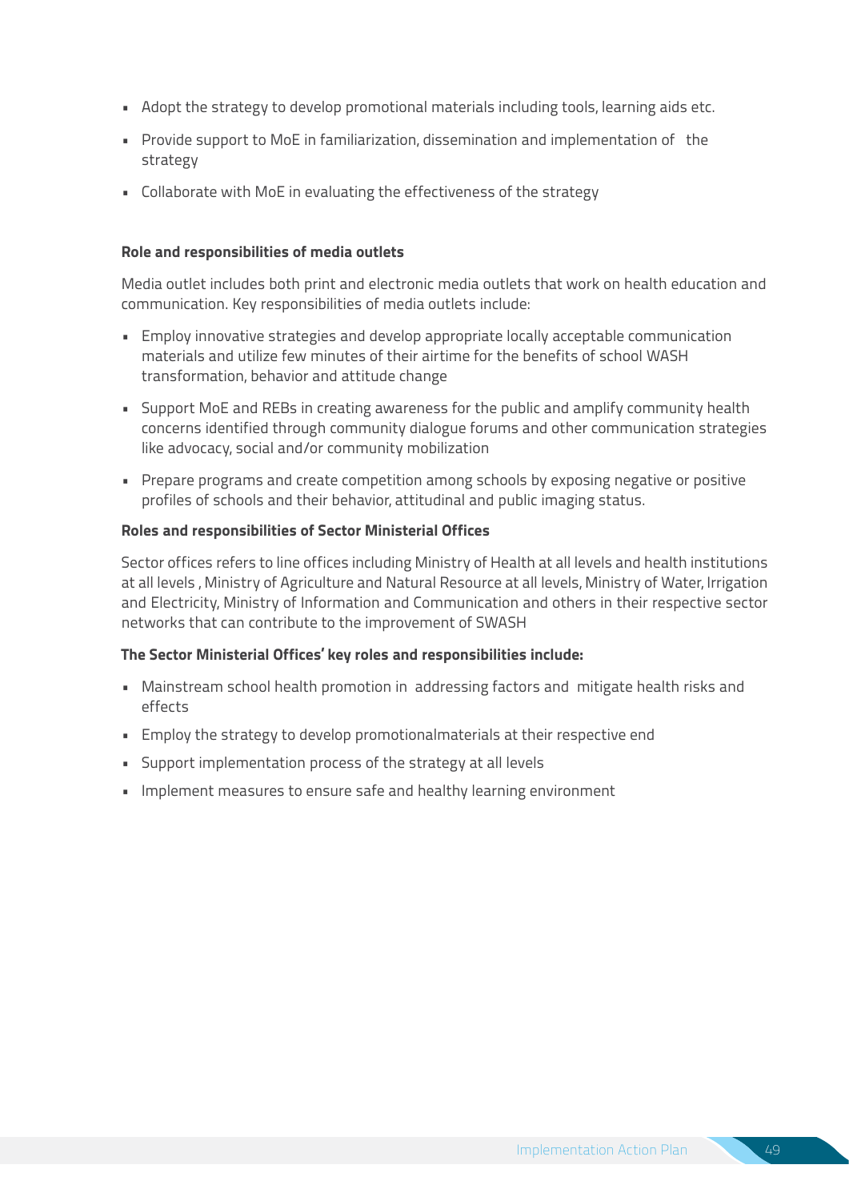- Adopt the strategy to develop promotional materials including tools, learning aids etc.
- Provide support to MoE in familiarization, dissemination and implementation of the strategy
- Collaborate with MoE in evaluating the effectiveness of the strategy

**Role and responsibilities of media outlets**

Media outlet includes both print and electronic media outlets that work on health education and communication. Key responsibilities of media outlets include:

- Employ innovative strategies and develop appropriate locally acceptable communication materials and utilize few minutes of their airtime for the benefits of school WASH transformation, behavior and attitude change
- Support MoE and REBs in creating awareness for the public and amplify community health concerns identified through community dialogue forums and other communication strategies like advocacy, social and/or community mobilization
- Prepare programs and create competition among schools by exposing negative or positive profiles of schools and their behavior, attitudinal and public imaging status.

**Roles and responsibilities of Sector Ministerial Offices**

Sector offices refers to line offices including Ministry of Health at all levels and health institutions at all levels , Ministry of Agriculture and Natural Resource at all levels, Ministry of Water, Irrigation and Electricity, Ministry of Information and Communication and others in their respective sector networks that can contribute to the improvement of SWASH

**The Sector Ministerial Offices' key roles and responsibilities include:**

- Mainstream school health promotion in addressing factors and mitigate health risks and effects
- Employ the strategy to develop promotionalmaterials at their respective end
- Support implementation process of the strategy at all levels
- Implement measures to ensure safe and healthy learning environment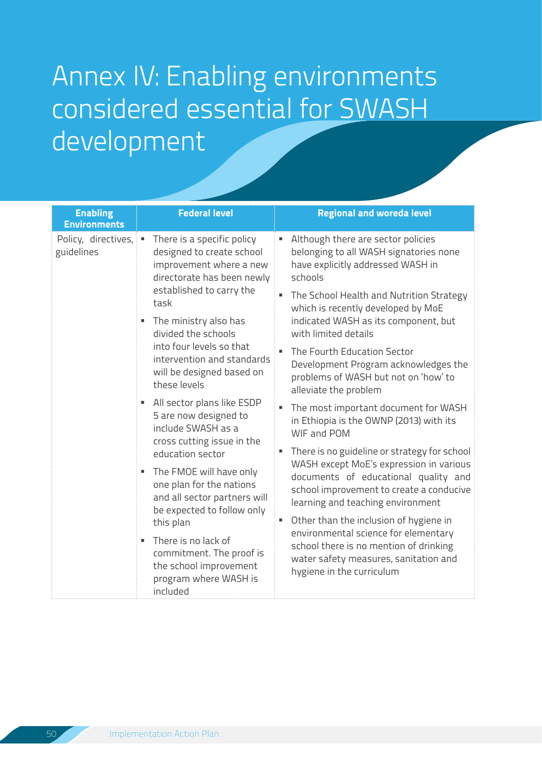# Annex IV: Enabling environments considered essential for SWASH development

| Enabling Environments | Federal level | Regional and woreda level |
|---|---|---|
| Policy, directives, guidelines | ▪ There is a specific policy designed to create school improvement where a new directorate has been newly established to carry the task<br>▪ The ministry also has divided the schools into four levels so that intervention and standards will be designed based on these levels<br>▪ All sector plans like ESDP 5 are now designed to include SWASH as a cross cutting issue in the education sector<br>▪ The FMOE will have only one plan for the nations and all sector partners will be expected to follow only this plan<br>▪ There is no lack of commitment. The proof is the school improvement program where WASH is included | ▪ Although there are sector policies belonging to all WASH signatories none have explicitly addressed WASH in schools<br>▪ The School Health and Nutrition Strategy which is recently developed by MoE indicated WASH as its component, but with limited details<br>▪ The Fourth Education Sector Development Program acknowledges the problems of WASH but not on 'how' to alleviate the problem<br>▪ The most important document for WASH in Ethiopia is the OWNP (2013) with its WIF and POM<br>▪ There is no guideline or strategy for school WASH except MoE's expression in various documents of educational quality and school improvement to create a conducive learning and teaching environment<br>▪ Other than the inclusion of hygiene in environmental science for elementary school there is no mention of drinking water safety measures, sanitation and hygiene in the curriculum |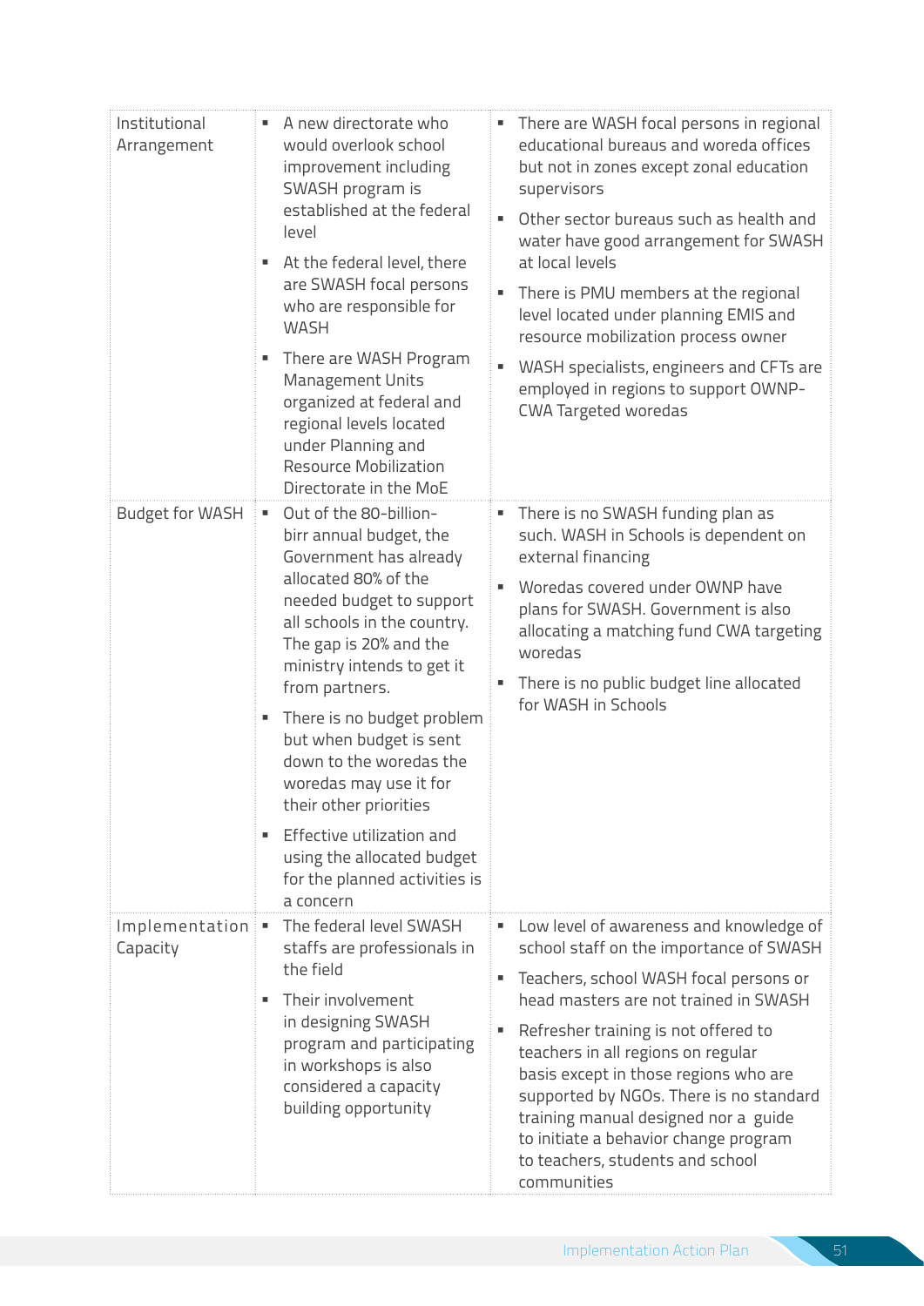| | | |
|---|---|---|
| Institutional Arrangement | ▪ A new directorate who would overlook school improvement including SWASH program is established at the federal level<br>▪ At the federal level, there are SWASH focal persons who are responsible for WASH<br>▪ There are WASH Program Management Units organized at federal and regional levels located under Planning and Resource Mobilization Directorate in the MoE | ▪ There are WASH focal persons in regional educational bureaus and woreda offices but not in zones except zonal education supervisors<br>▪ Other sector bureaus such as health and water have good arrangement for SWASH at local levels<br>▪ There is PMU members at the regional level located under planning EMIS and resource mobilization process owner<br>▪ WASH specialists, engineers and CFTs are employed in regions to support OWNP-CWA Targeted woredas |
| Budget for WASH | ▪ Out of the 80-billion-birr annual budget, the Government has already allocated 80% of the needed budget to support all schools in the country. The gap is 20% and the ministry intends to get it from partners.<br>▪ There is no budget problem but when budget is sent down to the woredas the woredas may use it for their other priorities<br>▪ Effective utilization and using the allocated budget for the planned activities is a concern | ▪ There is no SWASH funding plan as such. WASH in Schools is dependent on external financing<br>▪ Woredas covered under OWNP have plans for SWASH. Government is also allocating a matching fund CWA targeting woredas<br>▪ There is no public budget line allocated for WASH in Schools |
| Implementation Capacity | ▪ The federal level SWASH staffs are professionals in the field<br>▪ Their involvement in designing SWASH program and participating in workshops is also considered a capacity building opportunity | ▪ Low level of awareness and knowledge of school staff on the importance of SWASH<br>▪ Teachers, school WASH focal persons or head masters are not trained in SWASH<br>▪ Refresher training is not offered to teachers in all regions on regular basis except in those regions who are supported by NGOs. There is no standard training manual designed nor a guide to initiate a behavior change program to teachers, students and school communities |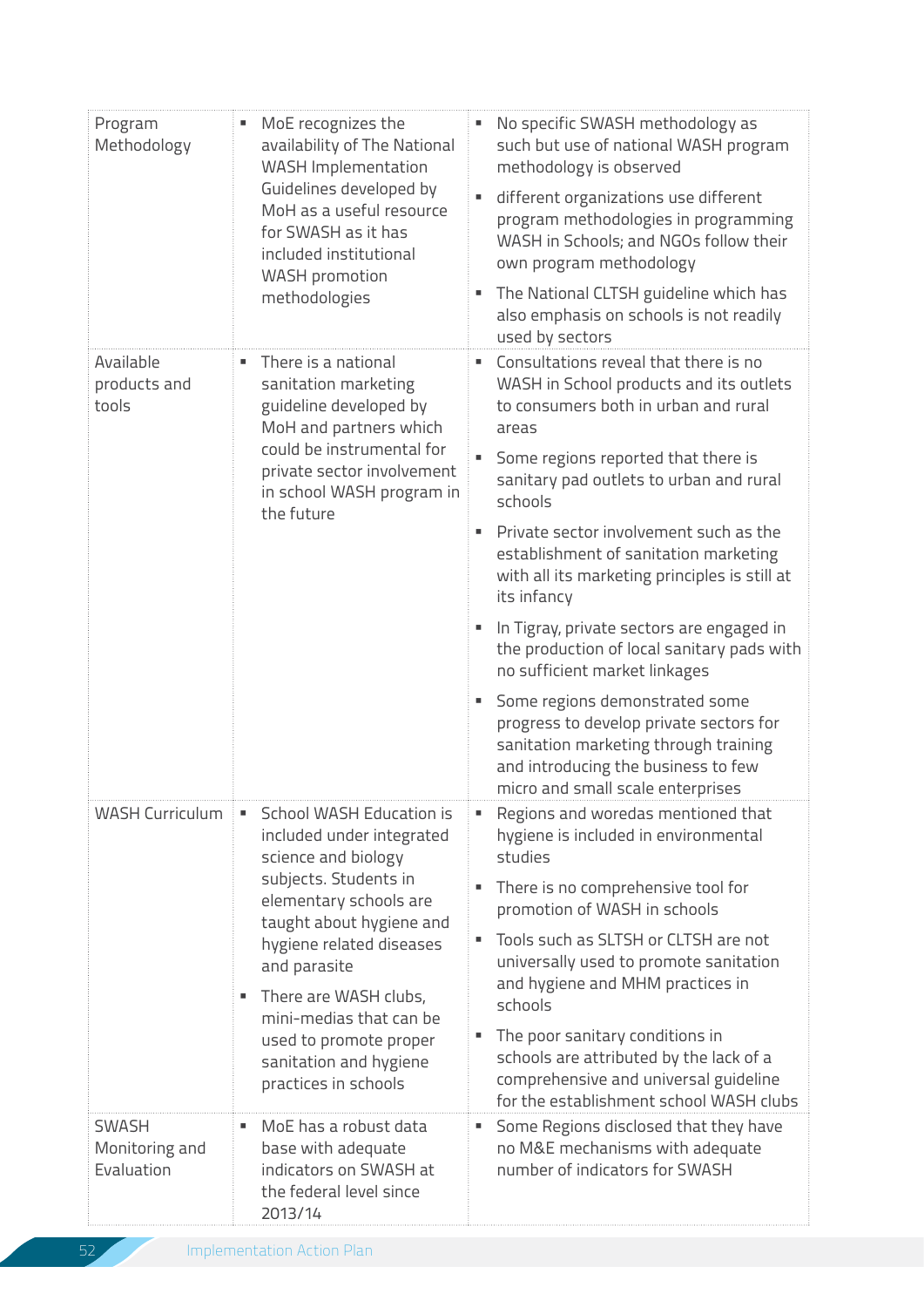| | | |
|---|---|---|
| Program Methodology | ▪ MoE recognizes the availability of The National WASH Implementation Guidelines developed by MoH as a useful resource for SWASH as it has included institutional WASH promotion methodologies | ▪ No specific SWASH methodology as such but use of national WASH program methodology is observed<br>▪ different organizations use different program methodologies in programming WASH in Schools; and NGOs follow their own program methodology<br>▪ The National CLTSH guideline which has also emphasis on schools is not readily used by sectors |
| Available products and tools | ▪ There is a national sanitation marketing guideline developed by MoH and partners which could be instrumental for private sector involvement in school WASH program in the future | ▪ Consultations reveal that there is no WASH in School products and its outlets to consumers both in urban and rural areas<br>▪ Some regions reported that there is sanitary pad outlets to urban and rural schools<br>▪ Private sector involvement such as the establishment of sanitation marketing with all its marketing principles is still at its infancy<br>▪ In Tigray, private sectors are engaged in the production of local sanitary pads with no sufficient market linkages<br>▪ Some regions demonstrated some progress to develop private sectors for sanitation marketing through training and introducing the business to few micro and small scale enterprises |
| WASH Curriculum | ▪ School WASH Education is included under integrated science and biology subjects. Students in elementary schools are taught about hygiene and hygiene related diseases and parasite<br>▪ There are WASH clubs, mini-medias that can be used to promote proper sanitation and hygiene practices in schools | ▪ Regions and woredas mentioned that hygiene is included in environmental studies<br>▪ There is no comprehensive tool for promotion of WASH in schools<br>▪ Tools such as SLTSH or CLTSH are not universally used to promote sanitation and hygiene and MHM practices in schools<br>▪ The poor sanitary conditions in schools are attributed by the lack of a comprehensive and universal guideline for the establishment school WASH clubs |
| SWASH Monitoring and Evaluation | ▪ MoE has a robust data base with adequate indicators on SWASH at the federal level since 2013/14 | ▪ Some Regions disclosed that they have no M&E mechanisms with adequate number of indicators for SWASH |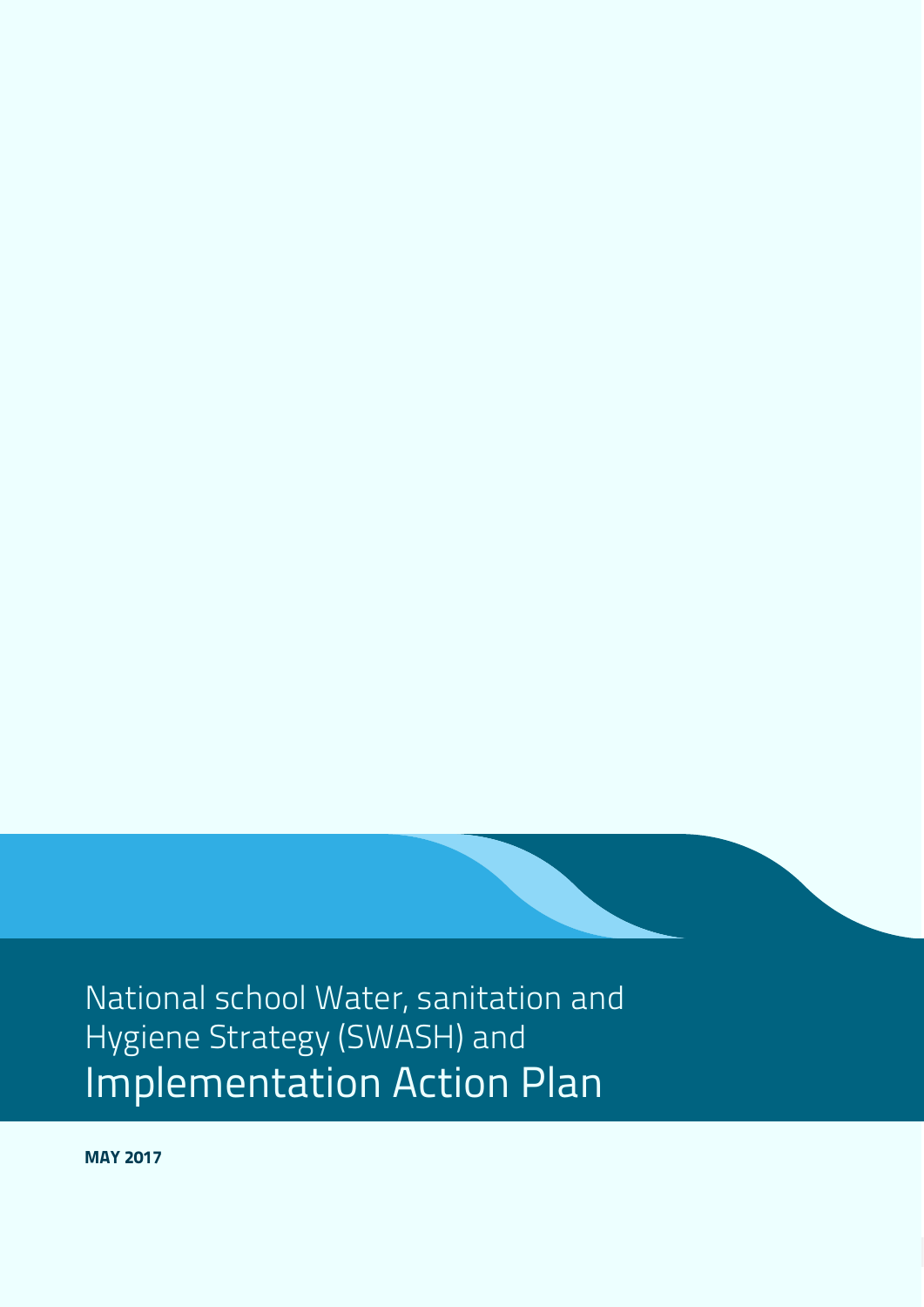National school Water, sanitation and Hygiene Strategy (SWASH) and

# Implementation Action Plan

**MAY 2017**